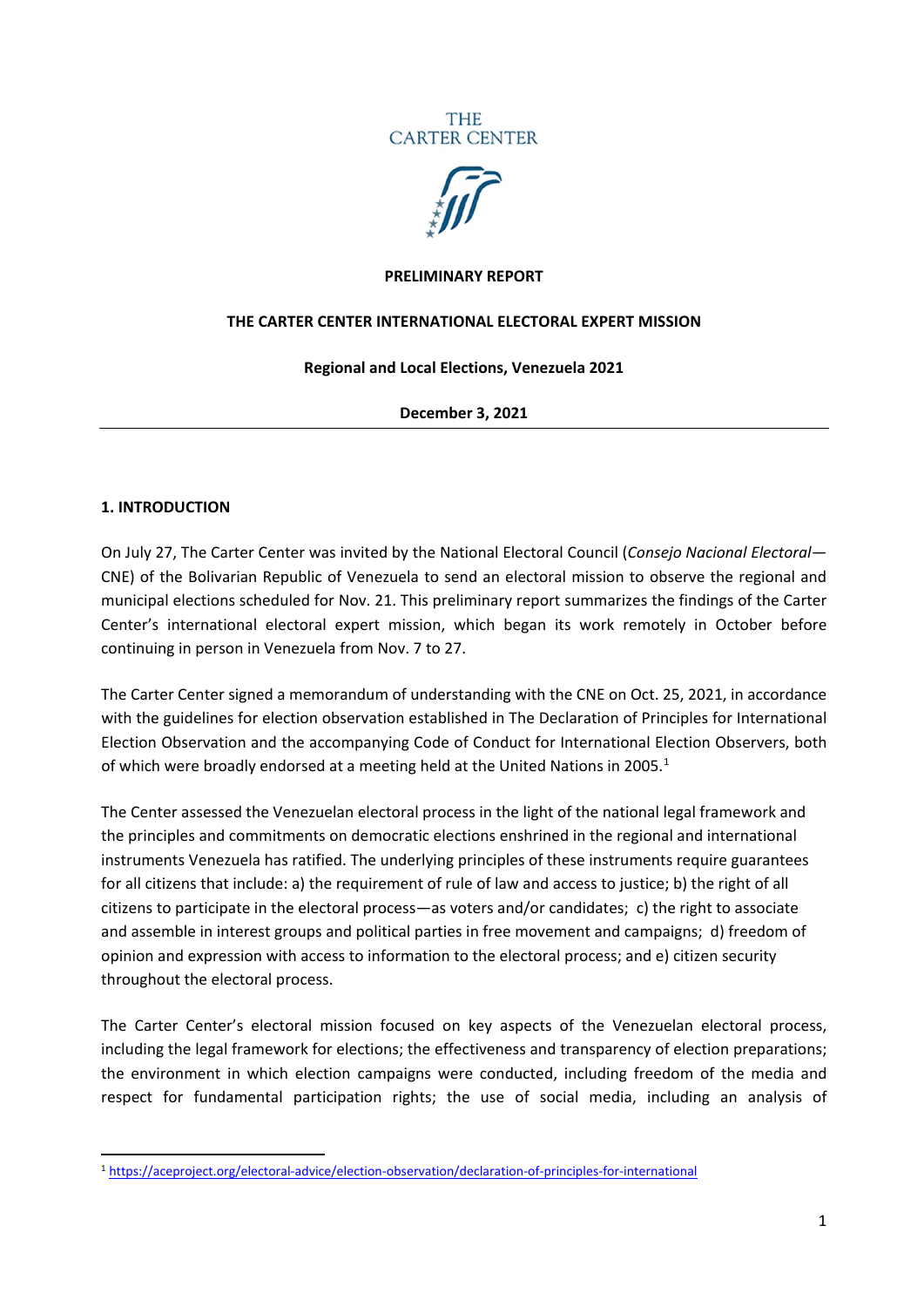THE CARTER CENTER

**PRELIMINARY REPORT**

**THE CARTER CENTER INTERNATIONAL ELECTORAL EXPERT MISSION**

**Regional and Local Elections, Venezuela 2021**

**December 3, 2021**

---

## 1. INTRODUCTION

On July 27, The Carter Center was invited by the National Electoral Council (*Consejo Nacional Electoral*—CNE) of the Bolivarian Republic of Venezuela to send an electoral mission to observe the regional and municipal elections scheduled for Nov. 21. This preliminary report summarizes the findings of the Carter Center's international electoral expert mission, which began its work remotely in October before continuing in person in Venezuela from Nov. 7 to 27.

The Carter Center signed a memorandum of understanding with the CNE on Oct. 25, 2021, in accordance with the guidelines for election observation established in The Declaration of Principles for International Election Observation and the accompanying Code of Conduct for International Election Observers, both of which were broadly endorsed at a meeting held at the United Nations in 2005.[1]

The Center assessed the Venezuelan electoral process in the light of the national legal framework and the principles and commitments on democratic elections enshrined in the regional and international instruments Venezuela has ratified. The underlying principles of these instruments require guarantees for all citizens that include: a) the requirement of rule of law and access to justice; b) the right of all citizens to participate in the electoral process—as voters and/or candidates; c) the right to associate and assemble in interest groups and political parties in free movement and campaigns; d) freedom of opinion and expression with access to information to the electoral process; and e) citizen security throughout the electoral process.

The Carter Center's electoral mission focused on key aspects of the Venezuelan electoral process, including the legal framework for elections; the effectiveness and transparency of election preparations; the environment in which election campaigns were conducted, including freedom of the media and respect for fundamental participation rights; the use of social media, including an analysis of

---

[1] https://aceproject.org/electoral-advice/election-observation/declaration-of-principles-for-international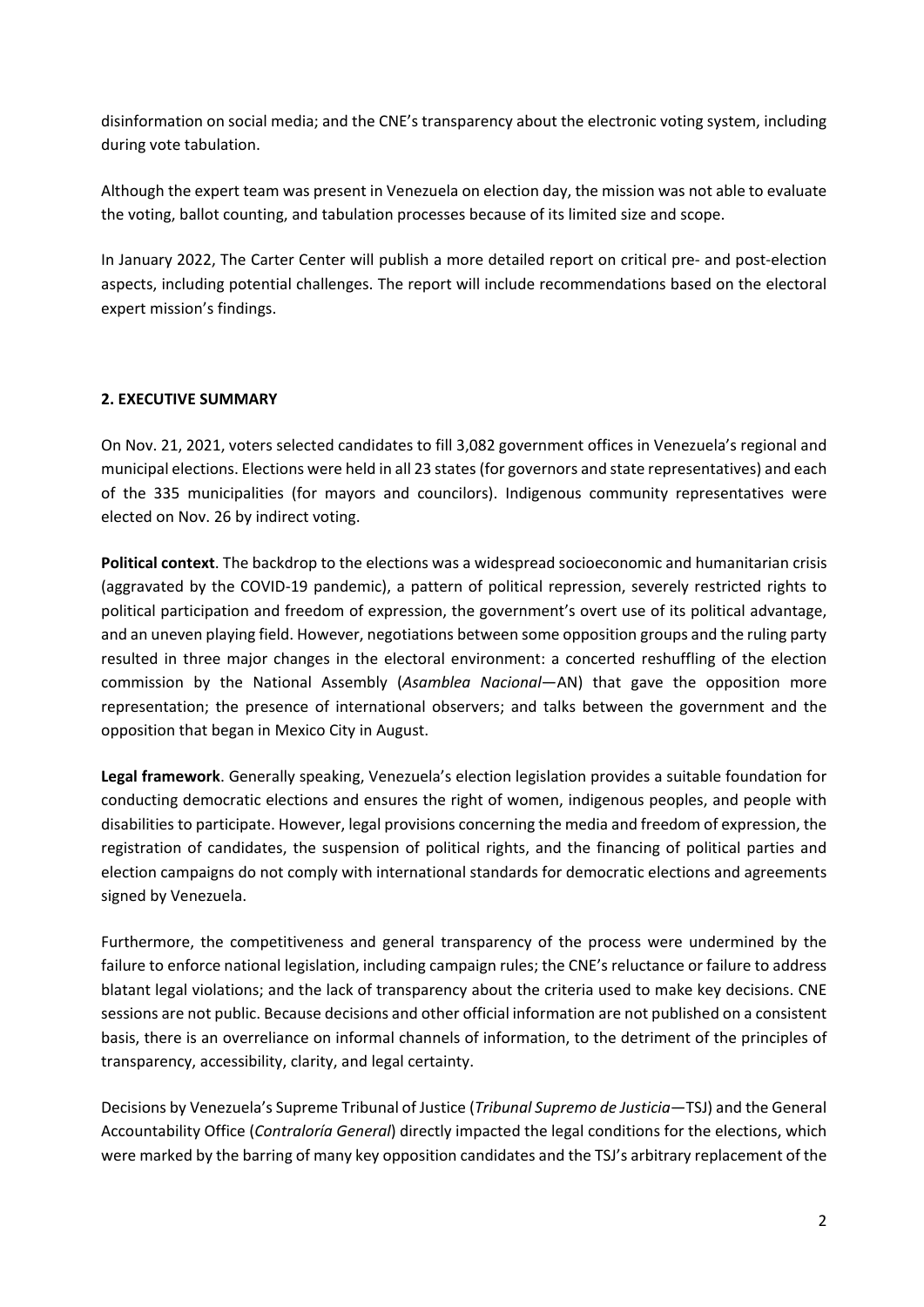disinformation on social media; and the CNE's transparency about the electronic voting system, including during vote tabulation.

Although the expert team was present in Venezuela on election day, the mission was not able to evaluate the voting, ballot counting, and tabulation processes because of its limited size and scope.

In January 2022, The Carter Center will publish a more detailed report on critical pre- and post-election aspects, including potential challenges. The report will include recommendations based on the electoral expert mission's findings.

## 2. EXECUTIVE SUMMARY

On Nov. 21, 2021, voters selected candidates to fill 3,082 government offices in Venezuela's regional and municipal elections. Elections were held in all 23 states (for governors and state representatives) and each of the 335 municipalities (for mayors and councilors). Indigenous community representatives were elected on Nov. 26 by indirect voting.

**Political context**. The backdrop to the elections was a widespread socioeconomic and humanitarian crisis (aggravated by the COVID-19 pandemic), a pattern of political repression, severely restricted rights to political participation and freedom of expression, the government's overt use of its political advantage, and an uneven playing field. However, negotiations between some opposition groups and the ruling party resulted in three major changes in the electoral environment: a concerted reshuffling of the election commission by the National Assembly (*Asamblea Nacional*—AN) that gave the opposition more representation; the presence of international observers; and talks between the government and the opposition that began in Mexico City in August.

**Legal framework**. Generally speaking, Venezuela's election legislation provides a suitable foundation for conducting democratic elections and ensures the right of women, indigenous peoples, and people with disabilities to participate. However, legal provisions concerning the media and freedom of expression, the registration of candidates, the suspension of political rights, and the financing of political parties and election campaigns do not comply with international standards for democratic elections and agreements signed by Venezuela.

Furthermore, the competitiveness and general transparency of the process were undermined by the failure to enforce national legislation, including campaign rules; the CNE's reluctance or failure to address blatant legal violations; and the lack of transparency about the criteria used to make key decisions. CNE sessions are not public. Because decisions and other official information are not published on a consistent basis, there is an overreliance on informal channels of information, to the detriment of the principles of transparency, accessibility, clarity, and legal certainty.

Decisions by Venezuela's Supreme Tribunal of Justice (*Tribunal Supremo de Justicia*—TSJ) and the General Accountability Office (*Contraloría General*) directly impacted the legal conditions for the elections, which were marked by the barring of many key opposition candidates and the TSJ's arbitrary replacement of the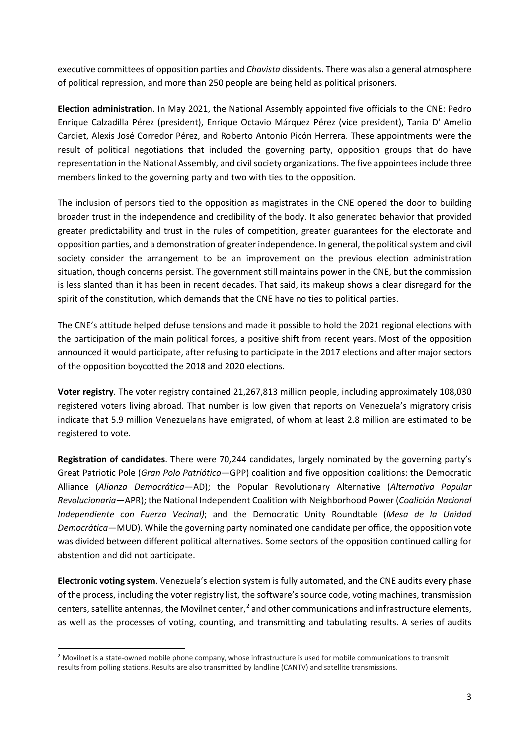executive committees of opposition parties and *Chavista* dissidents. There was also a general atmosphere of political repression, and more than 250 people are being held as political prisoners.

**Election administration**. In May 2021, the National Assembly appointed five officials to the CNE: Pedro Enrique Calzadilla Pérez (president), Enrique Octavio Márquez Pérez (vice president), Tania D' Amelio Cardiet, Alexis José Corredor Pérez, and Roberto Antonio Picón Herrera. These appointments were the result of political negotiations that included the governing party, opposition groups that do have representation in the National Assembly, and civil society organizations. The five appointees include three members linked to the governing party and two with ties to the opposition.

The inclusion of persons tied to the opposition as magistrates in the CNE opened the door to building broader trust in the independence and credibility of the body. It also generated behavior that provided greater predictability and trust in the rules of competition, greater guarantees for the electorate and opposition parties, and a demonstration of greater independence. In general, the political system and civil society consider the arrangement to be an improvement on the previous election administration situation, though concerns persist. The government still maintains power in the CNE, but the commission is less slanted than it has been in recent decades. That said, its makeup shows a clear disregard for the spirit of the constitution, which demands that the CNE have no ties to political parties.

The CNE's attitude helped defuse tensions and made it possible to hold the 2021 regional elections with the participation of the main political forces, a positive shift from recent years. Most of the opposition announced it would participate, after refusing to participate in the 2017 elections and after major sectors of the opposition boycotted the 2018 and 2020 elections.

**Voter registry**. The voter registry contained 21,267,813 million people, including approximately 108,030 registered voters living abroad. That number is low given that reports on Venezuela's migratory crisis indicate that 5.9 million Venezuelans have emigrated, of whom at least 2.8 million are estimated to be registered to vote.

**Registration of candidates**. There were 70,244 candidates, largely nominated by the governing party's Great Patriotic Pole (*Gran Polo Patriótico*—GPP) coalition and five opposition coalitions: the Democratic Alliance (*Alianza Democrática*—AD); the Popular Revolutionary Alternative (*Alternativa Popular Revolucionaria*—APR); the National Independent Coalition with Neighborhood Power (*Coalición Nacional Independiente con Fuerza Vecinal)*; and the Democratic Unity Roundtable (*Mesa de la Unidad Democrática*—MUD). While the governing party nominated one candidate per office, the opposition vote was divided between different political alternatives. Some sectors of the opposition continued calling for abstention and did not participate.

**Electronic voting system**. Venezuela's election system is fully automated, and the CNE audits every phase of the process, including the voter registry list, the software's source code, voting machines, transmission centers, satellite antennas, the Movilnet center,[2] and other communications and infrastructure elements, as well as the processes of voting, counting, and transmitting and tabulating results. A series of audits

[2] Movilnet is a state-owned mobile phone company, whose infrastructure is used for mobile communications to transmit results from polling stations. Results are also transmitted by landline (CANTV) and satellite transmissions.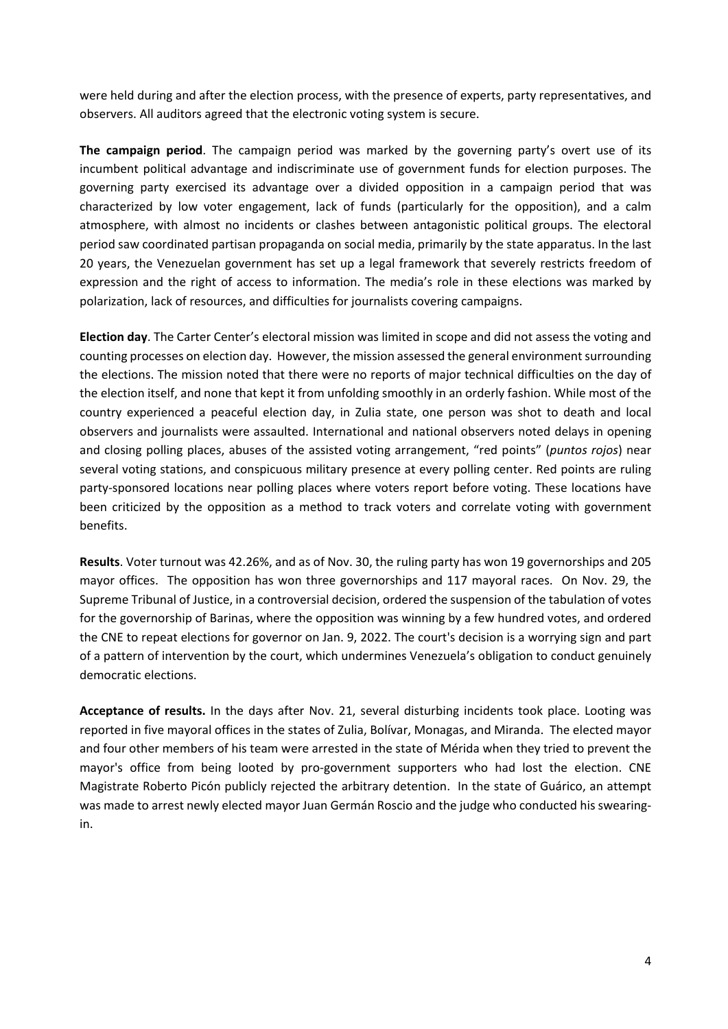were held during and after the election process, with the presence of experts, party representatives, and observers. All auditors agreed that the electronic voting system is secure.

**The campaign period**. The campaign period was marked by the governing party's overt use of its incumbent political advantage and indiscriminate use of government funds for election purposes. The governing party exercised its advantage over a divided opposition in a campaign period that was characterized by low voter engagement, lack of funds (particularly for the opposition), and a calm atmosphere, with almost no incidents or clashes between antagonistic political groups. The electoral period saw coordinated partisan propaganda on social media, primarily by the state apparatus. In the last 20 years, the Venezuelan government has set up a legal framework that severely restricts freedom of expression and the right of access to information. The media's role in these elections was marked by polarization, lack of resources, and difficulties for journalists covering campaigns.

**Election day**. The Carter Center's electoral mission was limited in scope and did not assess the voting and counting processes on election day. However, the mission assessed the general environment surrounding the elections. The mission noted that there were no reports of major technical difficulties on the day of the election itself, and none that kept it from unfolding smoothly in an orderly fashion. While most of the country experienced a peaceful election day, in Zulia state, one person was shot to death and local observers and journalists were assaulted. International and national observers noted delays in opening and closing polling places, abuses of the assisted voting arrangement, "red points" (*puntos rojos*) near several voting stations, and conspicuous military presence at every polling center. Red points are ruling party-sponsored locations near polling places where voters report before voting. These locations have been criticized by the opposition as a method to track voters and correlate voting with government benefits.

**Results**. Voter turnout was 42.26%, and as of Nov. 30, the ruling party has won 19 governorships and 205 mayor offices. The opposition has won three governorships and 117 mayoral races. On Nov. 29, the Supreme Tribunal of Justice, in a controversial decision, ordered the suspension of the tabulation of votes for the governorship of Barinas, where the opposition was winning by a few hundred votes, and ordered the CNE to repeat elections for governor on Jan. 9, 2022. The court's decision is a worrying sign and part of a pattern of intervention by the court, which undermines Venezuela's obligation to conduct genuinely democratic elections.

**Acceptance of results.** In the days after Nov. 21, several disturbing incidents took place. Looting was reported in five mayoral offices in the states of Zulia, Bolívar, Monagas, and Miranda. The elected mayor and four other members of his team were arrested in the state of Mérida when they tried to prevent the mayor's office from being looted by pro-government supporters who had lost the election. CNE Magistrate Roberto Picón publicly rejected the arbitrary detention. In the state of Guárico, an attempt was made to arrest newly elected mayor Juan Germán Roscio and the judge who conducted his swearing-in.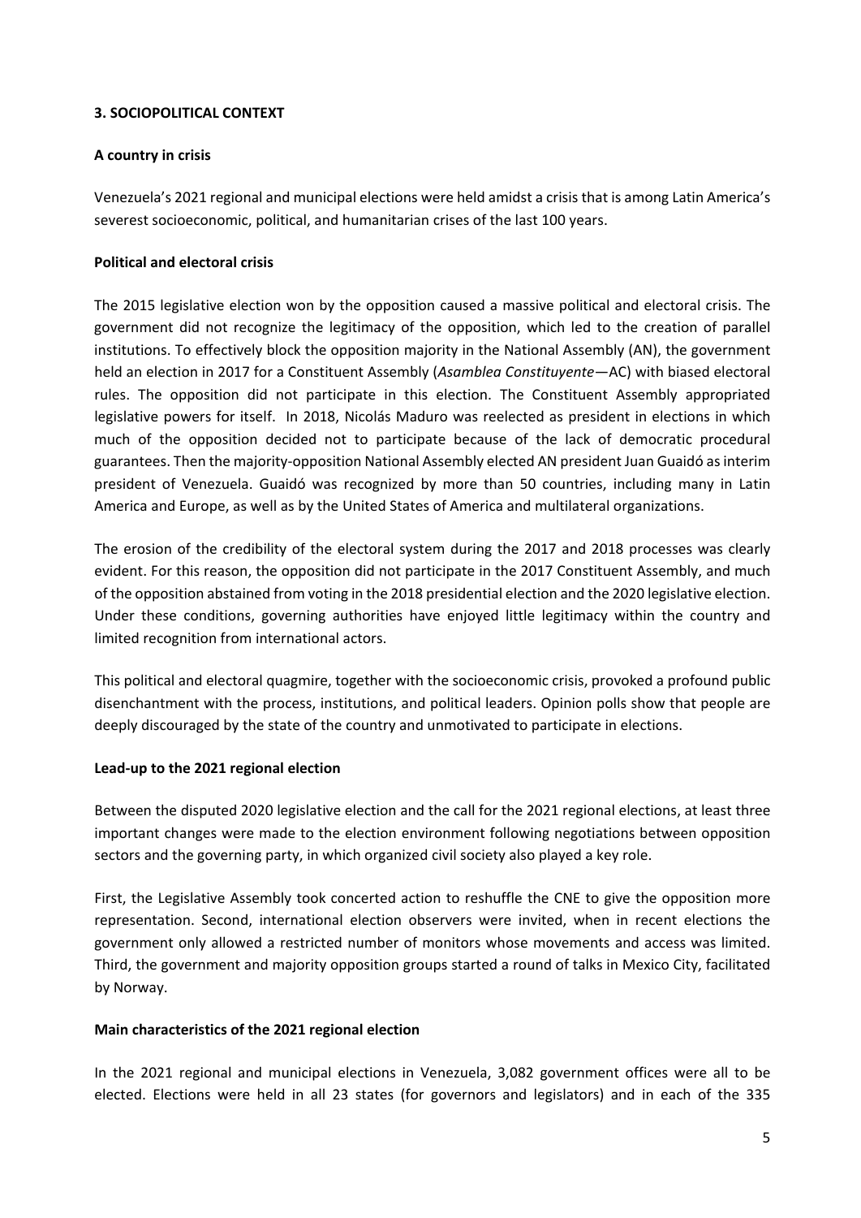## 3. SOCIOPOLITICAL CONTEXT

### A country in crisis

Venezuela's 2021 regional and municipal elections were held amidst a crisis that is among Latin America's severest socioeconomic, political, and humanitarian crises of the last 100 years.

### Political and electoral crisis

The 2015 legislative election won by the opposition caused a massive political and electoral crisis. The government did not recognize the legitimacy of the opposition, which led to the creation of parallel institutions. To effectively block the opposition majority in the National Assembly (AN), the government held an election in 2017 for a Constituent Assembly (*Asamblea Constituyente*—AC) with biased electoral rules. The opposition did not participate in this election. The Constituent Assembly appropriated legislative powers for itself. In 2018, Nicolás Maduro was reelected as president in elections in which much of the opposition decided not to participate because of the lack of democratic procedural guarantees. Then the majority-opposition National Assembly elected AN president Juan Guaidó as interim president of Venezuela. Guaidó was recognized by more than 50 countries, including many in Latin America and Europe, as well as by the United States of America and multilateral organizations.

The erosion of the credibility of the electoral system during the 2017 and 2018 processes was clearly evident. For this reason, the opposition did not participate in the 2017 Constituent Assembly, and much of the opposition abstained from voting in the 2018 presidential election and the 2020 legislative election. Under these conditions, governing authorities have enjoyed little legitimacy within the country and limited recognition from international actors.

This political and electoral quagmire, together with the socioeconomic crisis, provoked a profound public disenchantment with the process, institutions, and political leaders. Opinion polls show that people are deeply discouraged by the state of the country and unmotivated to participate in elections.

### Lead-up to the 2021 regional election

Between the disputed 2020 legislative election and the call for the 2021 regional elections, at least three important changes were made to the election environment following negotiations between opposition sectors and the governing party, in which organized civil society also played a key role.

First, the Legislative Assembly took concerted action to reshuffle the CNE to give the opposition more representation. Second, international election observers were invited, when in recent elections the government only allowed a restricted number of monitors whose movements and access was limited. Third, the government and majority opposition groups started a round of talks in Mexico City, facilitated by Norway.

### Main characteristics of the 2021 regional election

In the 2021 regional and municipal elections in Venezuela, 3,082 government offices were all to be elected. Elections were held in all 23 states (for governors and legislators) and in each of the 335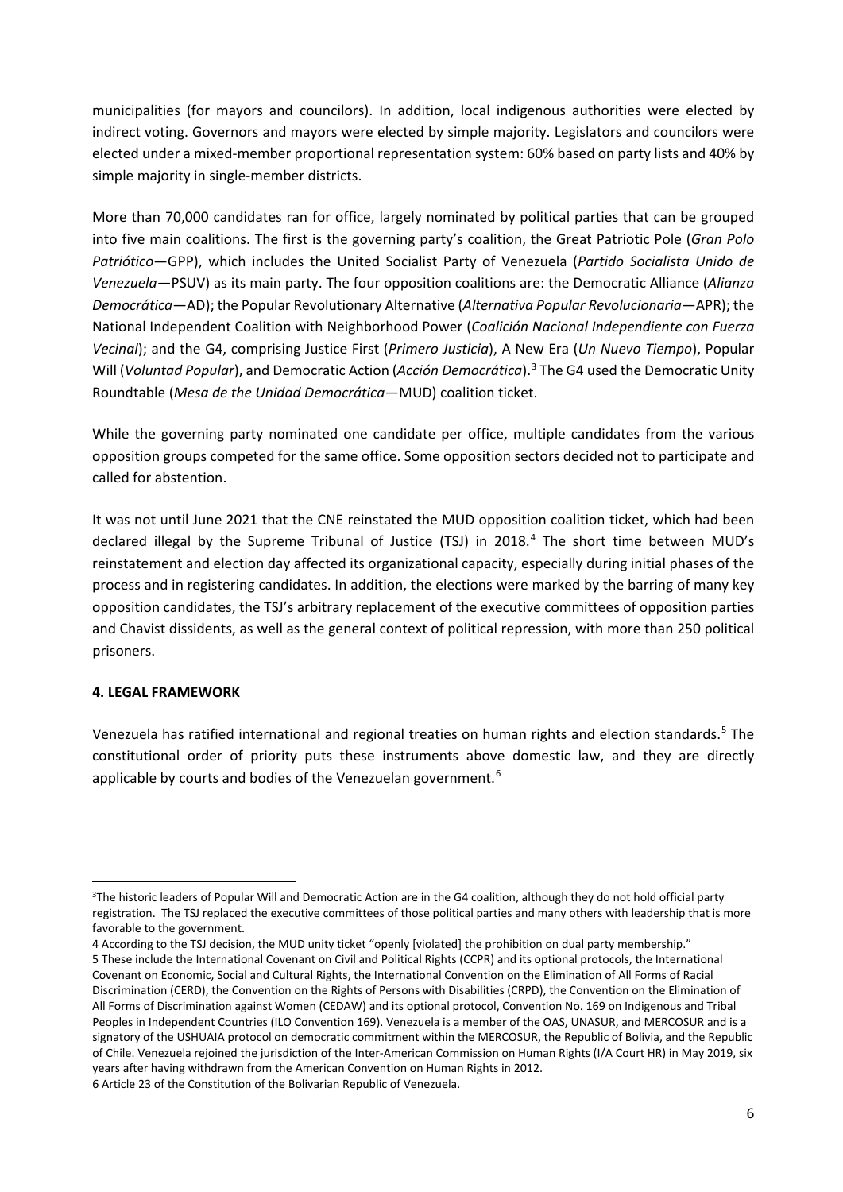municipalities (for mayors and councilors). In addition, local indigenous authorities were elected by indirect voting. Governors and mayors were elected by simple majority. Legislators and councilors were elected under a mixed-member proportional representation system: 60% based on party lists and 40% by simple majority in single-member districts.

More than 70,000 candidates ran for office, largely nominated by political parties that can be grouped into five main coalitions. The first is the governing party's coalition, the Great Patriotic Pole (*Gran Polo Patriótico*—GPP), which includes the United Socialist Party of Venezuela (*Partido Socialista Unido de Venezuela*—PSUV) as its main party. The four opposition coalitions are: the Democratic Alliance (*Alianza Democrática*—AD); the Popular Revolutionary Alternative (*Alternativa Popular Revolucionaria*—APR); the National Independent Coalition with Neighborhood Power (*Coalición Nacional Independiente con Fuerza Vecinal*); and the G4, comprising Justice First (*Primero Justicia*), A New Era (*Un Nuevo Tiempo*), Popular Will (*Voluntad Popular*), and Democratic Action (*Acción Democrática*).[3] The G4 used the Democratic Unity Roundtable (*Mesa de the Unidad Democrática*—MUD) coalition ticket.

While the governing party nominated one candidate per office, multiple candidates from the various opposition groups competed for the same office. Some opposition sectors decided not to participate and called for abstention.

It was not until June 2021 that the CNE reinstated the MUD opposition coalition ticket, which had been declared illegal by the Supreme Tribunal of Justice (TSJ) in 2018.[4] The short time between MUD's reinstatement and election day affected its organizational capacity, especially during initial phases of the process and in registering candidates. In addition, the elections were marked by the barring of many key opposition candidates, the TSJ's arbitrary replacement of the executive committees of opposition parties and Chavist dissidents, as well as the general context of political repression, with more than 250 political prisoners.

## 4. LEGAL FRAMEWORK

Venezuela has ratified international and regional treaties on human rights and election standards.[5] The constitutional order of priority puts these instruments above domestic law, and they are directly applicable by courts and bodies of the Venezuelan government.[6]

---

[3] The historic leaders of Popular Will and Democratic Action are in the G4 coalition, although they do not hold official party registration. The TSJ replaced the executive committees of those political parties and many others with leadership that is more favorable to the government.

[4] According to the TSJ decision, the MUD unity ticket "openly [violated] the prohibition on dual party membership."

[5] These include the International Covenant on Civil and Political Rights (CCPR) and its optional protocols, the International Covenant on Economic, Social and Cultural Rights, the International Convention on the Elimination of All Forms of Racial Discrimination (CERD), the Convention on the Rights of Persons with Disabilities (CRPD), the Convention on the Elimination of All Forms of Discrimination against Women (CEDAW) and its optional protocol, Convention No. 169 on Indigenous and Tribal Peoples in Independent Countries (ILO Convention 169). Venezuela is a member of the OAS, UNASUR, and MERCOSUR and is a signatory of the USHUAIA protocol on democratic commitment within the MERCOSUR, the Republic of Bolivia, and the Republic of Chile. Venezuela rejoined the jurisdiction of the Inter-American Commission on Human Rights (I/A Court HR) in May 2019, six years after having withdrawn from the American Convention on Human Rights in 2012.

[6] Article 23 of the Constitution of the Bolivarian Republic of Venezuela.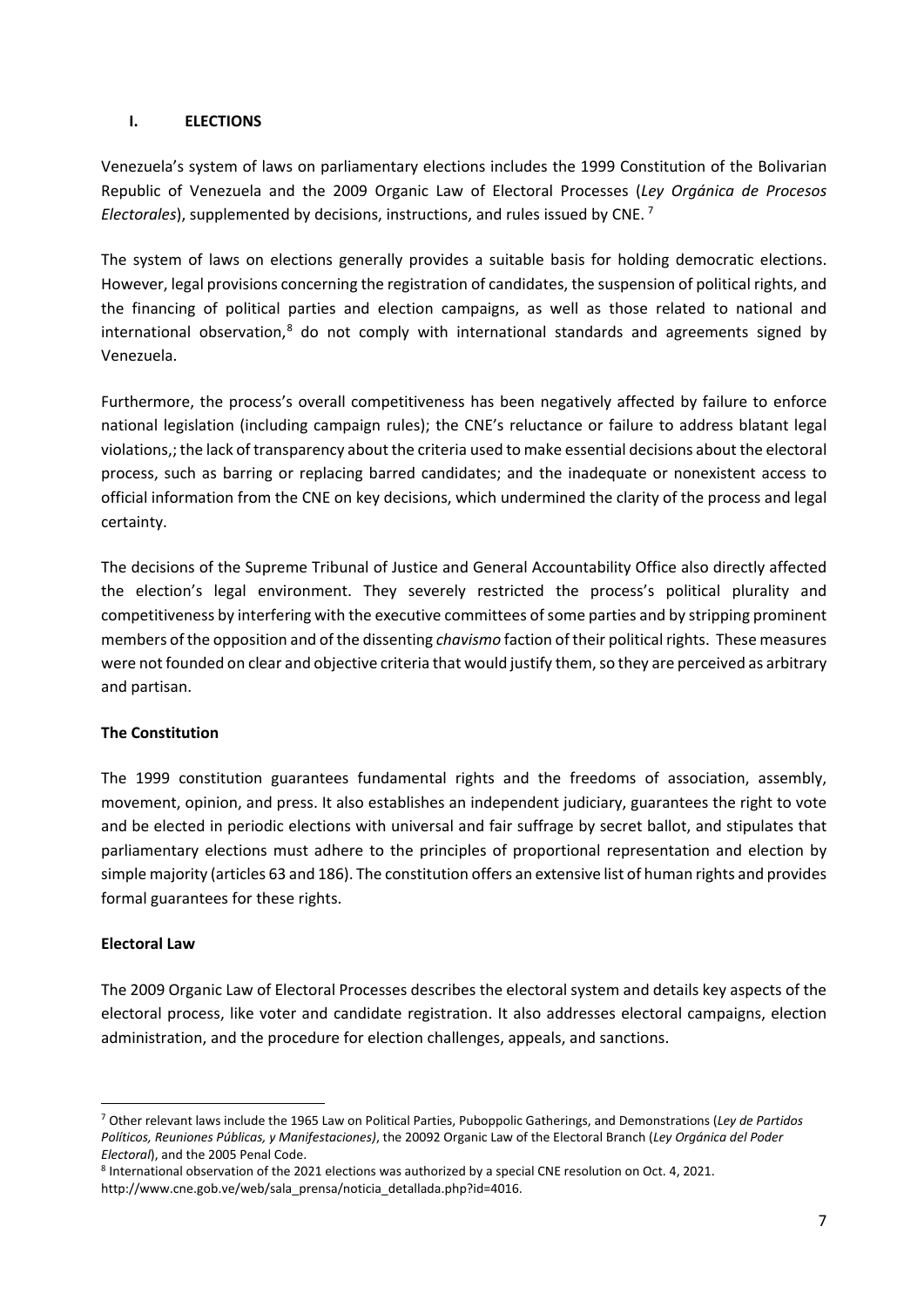## I. ELECTIONS

Venezuela's system of laws on parliamentary elections includes the 1999 Constitution of the Bolivarian Republic of Venezuela and the 2009 Organic Law of Electoral Processes (*Ley Orgánica de Procesos Electorales*), supplemented by decisions, instructions, and rules issued by CNE. [7]

The system of laws on elections generally provides a suitable basis for holding democratic elections. However, legal provisions concerning the registration of candidates, the suspension of political rights, and the financing of political parties and election campaigns, as well as those related to national and international observation,[8] do not comply with international standards and agreements signed by Venezuela.

Furthermore, the process's overall competitiveness has been negatively affected by failure to enforce national legislation (including campaign rules); the CNE's reluctance or failure to address blatant legal violations,; the lack of transparency about the criteria used to make essential decisions about the electoral process, such as barring or replacing barred candidates; and the inadequate or nonexistent access to official information from the CNE on key decisions, which undermined the clarity of the process and legal certainty.

The decisions of the Supreme Tribunal of Justice and General Accountability Office also directly affected the election's legal environment. They severely restricted the process's political plurality and competitiveness by interfering with the executive committees of some parties and by stripping prominent members of the opposition and of the dissenting *chavismo* faction of their political rights. These measures were not founded on clear and objective criteria that would justify them, so they are perceived as arbitrary and partisan.

### The Constitution

The 1999 constitution guarantees fundamental rights and the freedoms of association, assembly, movement, opinion, and press. It also establishes an independent judiciary, guarantees the right to vote and be elected in periodic elections with universal and fair suffrage by secret ballot, and stipulates that parliamentary elections must adhere to the principles of proportional representation and election by simple majority (articles 63 and 186). The constitution offers an extensive list of human rights and provides formal guarantees for these rights.

### Electoral Law

The 2009 Organic Law of Electoral Processes describes the electoral system and details key aspects of the electoral process, like voter and candidate registration. It also addresses electoral campaigns, election administration, and the procedure for election challenges, appeals, and sanctions.

---

[7] Other relevant laws include the 1965 Law on Political Parties, Puboppolic Gatherings, and Demonstrations (*Ley de Partidos Políticos, Reuniones Públicas, y Manifestaciones)*, the 20092 Organic Law of the Electoral Branch (*Ley Orgánica del Poder Electoral*), and the 2005 Penal Code.

[8] International observation of the 2021 elections was authorized by a special CNE resolution on Oct. 4, 2021. http://www.cne.gob.ve/web/sala_prensa/noticia_detallada.php?id=4016.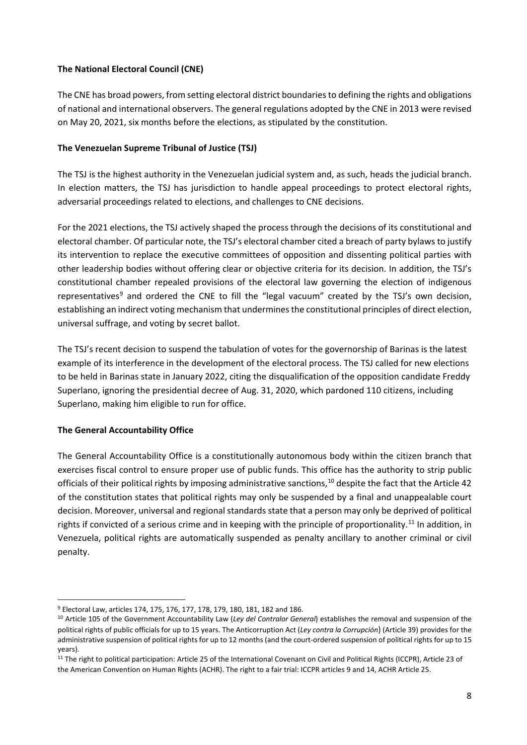### The National Electoral Council (CNE)

The CNE has broad powers, from setting electoral district boundaries to defining the rights and obligations of national and international observers. The general regulations adopted by the CNE in 2013 were revised on May 20, 2021, six months before the elections, as stipulated by the constitution.

### The Venezuelan Supreme Tribunal of Justice (TSJ)

The TSJ is the highest authority in the Venezuelan judicial system and, as such, heads the judicial branch. In election matters, the TSJ has jurisdiction to handle appeal proceedings to protect electoral rights, adversarial proceedings related to elections, and challenges to CNE decisions.

For the 2021 elections, the TSJ actively shaped the process through the decisions of its constitutional and electoral chamber. Of particular note, the TSJ's electoral chamber cited a breach of party bylaws to justify its intervention to replace the executive committees of opposition and dissenting political parties with other leadership bodies without offering clear or objective criteria for its decision. In addition, the TSJ's constitutional chamber repealed provisions of the electoral law governing the election of indigenous representatives[9] and ordered the CNE to fill the "legal vacuum" created by the TSJ's own decision, establishing an indirect voting mechanism that undermines the constitutional principles of direct election, universal suffrage, and voting by secret ballot.

The TSJ's recent decision to suspend the tabulation of votes for the governorship of Barinas is the latest example of its interference in the development of the electoral process. The TSJ called for new elections to be held in Barinas state in January 2022, citing the disqualification of the opposition candidate Freddy Superlano, ignoring the presidential decree of Aug. 31, 2020, which pardoned 110 citizens, including Superlano, making him eligible to run for office.

### The General Accountability Office

The General Accountability Office is a constitutionally autonomous body within the citizen branch that exercises fiscal control to ensure proper use of public funds. This office has the authority to strip public officials of their political rights by imposing administrative sanctions,[10] despite the fact that the Article 42 of the constitution states that political rights may only be suspended by a final and unappealable court decision. Moreover, universal and regional standards state that a person may only be deprived of political rights if convicted of a serious crime and in keeping with the principle of proportionality.[11] In addition, in Venezuela, political rights are automatically suspended as penalty ancillary to another criminal or civil penalty.

---

[9] Electoral Law, articles 174, 175, 176, 177, 178, 179, 180, 181, 182 and 186.

[10] Article 105 of the Government Accountability Law (*Ley del Contralor General*) establishes the removal and suspension of the political rights of public officials for up to 15 years. The Anticorruption Act (*Ley contra la Corrupción*) (Article 39) provides for the administrative suspension of political rights for up to 12 months (and the court-ordered suspension of political rights for up to 15 years).

[11] The right to political participation: Article 25 of the International Covenant on Civil and Political Rights (ICCPR), Article 23 of the American Convention on Human Rights (ACHR). The right to a fair trial: ICCPR articles 9 and 14, ACHR Article 25.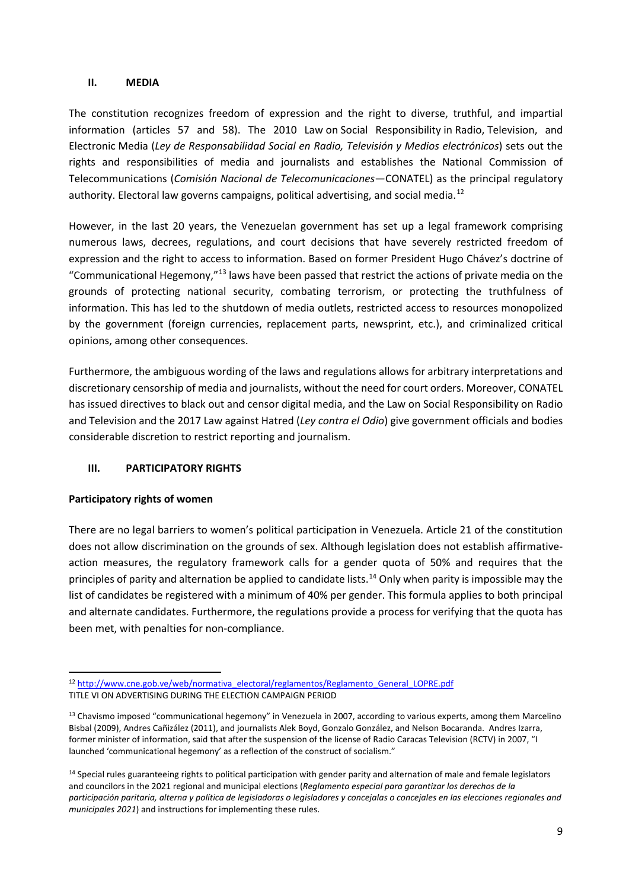## II. MEDIA

The constitution recognizes freedom of expression and the right to diverse, truthful, and impartial information (articles 57 and 58). The 2010 Law on Social Responsibility in Radio, Television, and Electronic Media (*Ley de Responsabilidad Social en Radio, Televisión y Medios electrónicos*) sets out the rights and responsibilities of media and journalists and establishes the National Commission of Telecommunications (*Comisión Nacional de Telecomunicaciones*—CONATEL) as the principal regulatory authority. Electoral law governs campaigns, political advertising, and social media.[12]

However, in the last 20 years, the Venezuelan government has set up a legal framework comprising numerous laws, decrees, regulations, and court decisions that have severely restricted freedom of expression and the right to access to information. Based on former President Hugo Chávez's doctrine of "Communicational Hegemony,"[13] laws have been passed that restrict the actions of private media on the grounds of protecting national security, combating terrorism, or protecting the truthfulness of information. This has led to the shutdown of media outlets, restricted access to resources monopolized by the government (foreign currencies, replacement parts, newsprint, etc.), and criminalized critical opinions, among other consequences.

Furthermore, the ambiguous wording of the laws and regulations allows for arbitrary interpretations and discretionary censorship of media and journalists, without the need for court orders. Moreover, CONATEL has issued directives to black out and censor digital media, and the Law on Social Responsibility on Radio and Television and the 2017 Law against Hatred (*Ley contra el Odio*) give government officials and bodies considerable discretion to restrict reporting and journalism.

## III. PARTICIPATORY RIGHTS

### Participatory rights of women

There are no legal barriers to women's political participation in Venezuela. Article 21 of the constitution does not allow discrimination on the grounds of sex. Although legislation does not establish affirmative-action measures, the regulatory framework calls for a gender quota of 50% and requires that the principles of parity and alternation be applied to candidate lists.[14] Only when parity is impossible may the list of candidates be registered with a minimum of 40% per gender. This formula applies to both principal and alternate candidates. Furthermore, the regulations provide a process for verifying that the quota has been met, with penalties for non-compliance.

---

[12] http://www.cne.gob.ve/web/normativa_electoral/reglamentos/Reglamento_General_LOPRE.pdf
TITLE VI ON ADVERTISING DURING THE ELECTION CAMPAIGN PERIOD

[13] Chavismo imposed "communicational hegemony" in Venezuela in 2007, according to various experts, among them Marcelino Bisbal (2009), Andres Cañizález (2011), and journalists Alek Boyd, Gonzalo González, and Nelson Bocaranda. Andres Izarra, former minister of information, said that after the suspension of the license of Radio Caracas Television (RCTV) in 2007, "I launched 'communicational hegemony' as a reflection of the construct of socialism."

[14] Special rules guaranteeing rights to political participation with gender parity and alternation of male and female legislators and councilors in the 2021 regional and municipal elections (*Reglamento especial para garantizar los derechos de la participación paritaria, alterna y política de legisladoras o legisladores y concejalas o concejales en las elecciones regionales and municipales 2021*) and instructions for implementing these rules.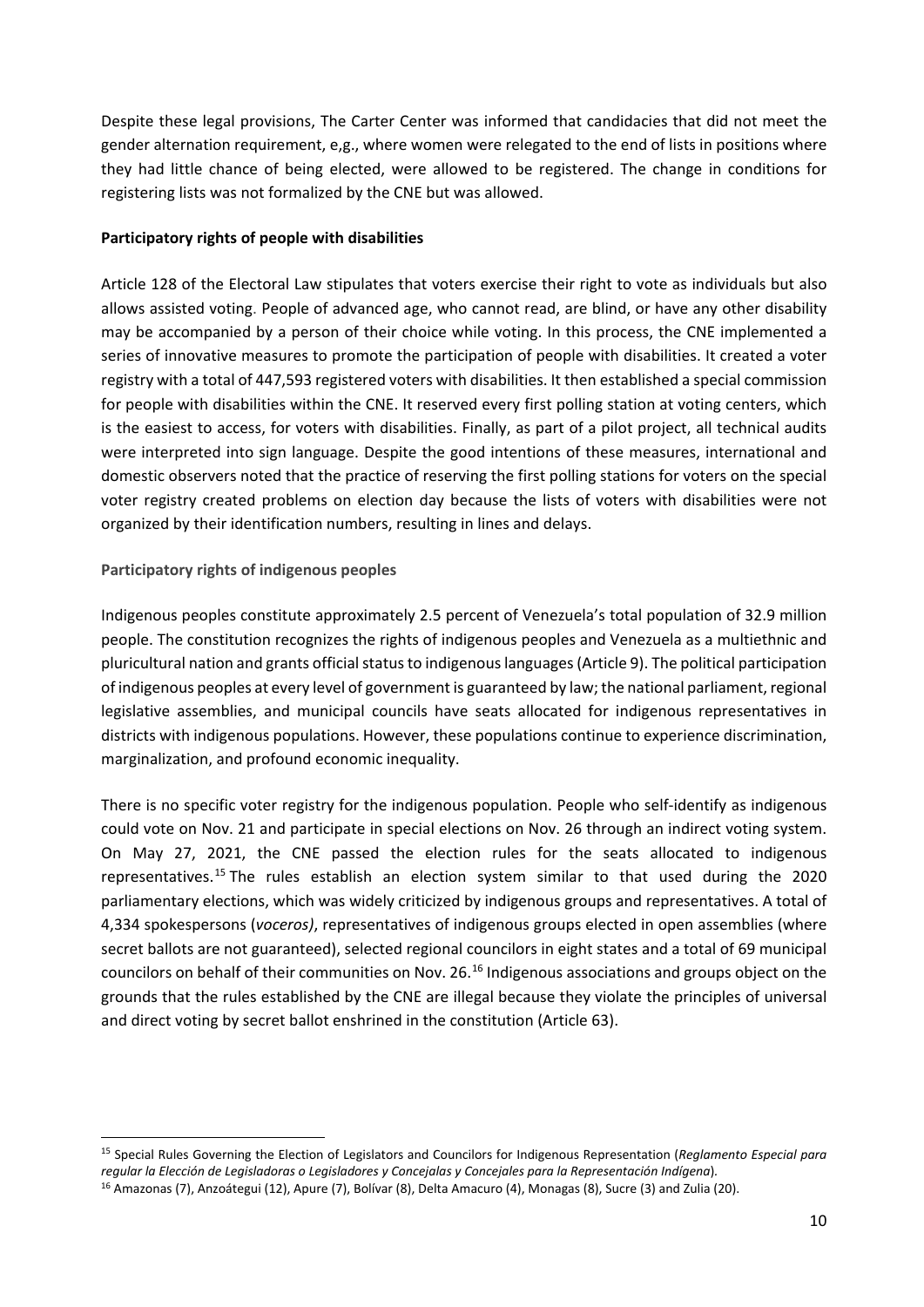Despite these legal provisions, The Carter Center was informed that candidacies that did not meet the gender alternation requirement, e,g., where women were relegated to the end of lists in positions where they had little chance of being elected, were allowed to be registered. The change in conditions for registering lists was not formalized by the CNE but was allowed.

**Participatory rights of people with disabilities**

Article 128 of the Electoral Law stipulates that voters exercise their right to vote as individuals but also allows assisted voting. People of advanced age, who cannot read, are blind, or have any other disability may be accompanied by a person of their choice while voting. In this process, the CNE implemented a series of innovative measures to promote the participation of people with disabilities. It created a voter registry with a total of 447,593 registered voters with disabilities. It then established a special commission for people with disabilities within the CNE. It reserved every first polling station at voting centers, which is the easiest to access, for voters with disabilities. Finally, as part of a pilot project, all technical audits were interpreted into sign language. Despite the good intentions of these measures, international and domestic observers noted that the practice of reserving the first polling stations for voters on the special voter registry created problems on election day because the lists of voters with disabilities were not organized by their identification numbers, resulting in lines and delays.

**Participatory rights of indigenous peoples**

Indigenous peoples constitute approximately 2.5 percent of Venezuela's total population of 32.9 million people. The constitution recognizes the rights of indigenous peoples and Venezuela as a multiethnic and pluricultural nation and grants official status to indigenous languages (Article 9). The political participation of indigenous peoples at every level of government is guaranteed by law; the national parliament, regional legislative assemblies, and municipal councils have seats allocated for indigenous representatives in districts with indigenous populations. However, these populations continue to experience discrimination, marginalization, and profound economic inequality.

There is no specific voter registry for the indigenous population. People who self-identify as indigenous could vote on Nov. 21 and participate in special elections on Nov. 26 through an indirect voting system. On May 27, 2021, the CNE passed the election rules for the seats allocated to indigenous representatives.[15] The rules establish an election system similar to that used during the 2020 parliamentary elections, which was widely criticized by indigenous groups and representatives. A total of 4,334 spokespersons (*voceros)*, representatives of indigenous groups elected in open assemblies (where secret ballots are not guaranteed), selected regional councilors in eight states and a total of 69 municipal councilors on behalf of their communities on Nov. 26.[16] Indigenous associations and groups object on the grounds that the rules established by the CNE are illegal because they violate the principles of universal and direct voting by secret ballot enshrined in the constitution (Article 63).

---

[15] Special Rules Governing the Election of Legislators and Councilors for Indigenous Representation (*Reglamento Especial para regular la Elección de Legisladoras o Legisladores y Concejalas y Concejales para la Representación Indígena*).

[16] Amazonas (7), Anzoátegui (12), Apure (7), Bolívar (8), Delta Amacuro (4), Monagas (8), Sucre (3) and Zulia (20).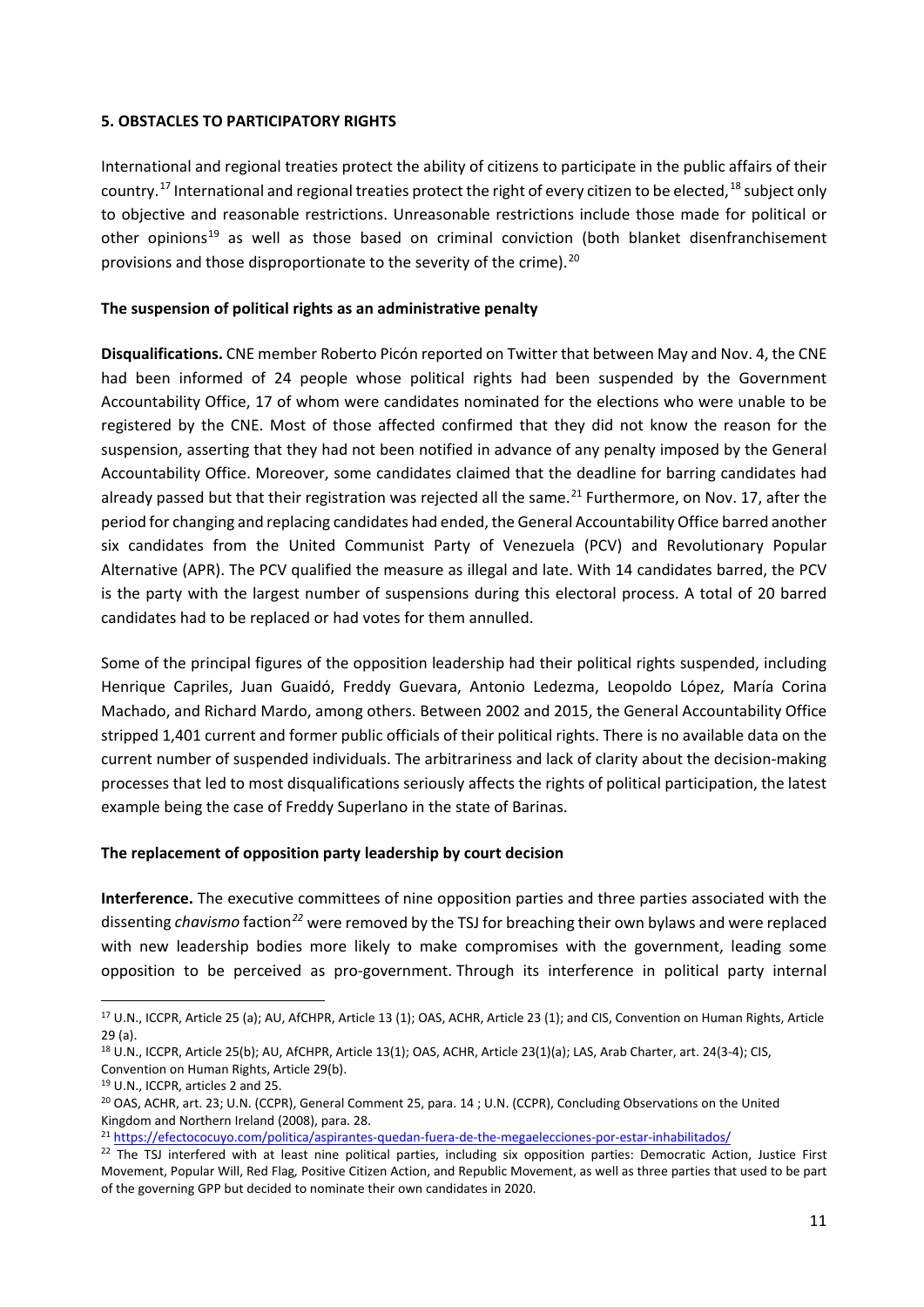## 5. OBSTACLES TO PARTICIPATORY RIGHTS

International and regional treaties protect the ability of citizens to participate in the public affairs of their country.[17] International and regional treaties protect the right of every citizen to be elected,[18] subject only to objective and reasonable restrictions. Unreasonable restrictions include those made for political or other opinions[19] as well as those based on criminal conviction (both blanket disenfranchisement provisions and those disproportionate to the severity of the crime).[20]

### The suspension of political rights as an administrative penalty

**Disqualifications.** CNE member Roberto Picón reported on Twitter that between May and Nov. 4, the CNE had been informed of 24 people whose political rights had been suspended by the Government Accountability Office, 17 of whom were candidates nominated for the elections who were unable to be registered by the CNE. Most of those affected confirmed that they did not know the reason for the suspension, asserting that they had not been notified in advance of any penalty imposed by the General Accountability Office. Moreover, some candidates claimed that the deadline for barring candidates had already passed but that their registration was rejected all the same.[21] Furthermore, on Nov. 17, after the period for changing and replacing candidates had ended, the General Accountability Office barred another six candidates from the United Communist Party of Venezuela (PCV) and Revolutionary Popular Alternative (APR). The PCV qualified the measure as illegal and late. With 14 candidates barred, the PCV is the party with the largest number of suspensions during this electoral process. A total of 20 barred candidates had to be replaced or had votes for them annulled.

Some of the principal figures of the opposition leadership had their political rights suspended, including Henrique Capriles, Juan Guaidó, Freddy Guevara, Antonio Ledezma, Leopoldo López, María Corina Machado, and Richard Mardo, among others. Between 2002 and 2015, the General Accountability Office stripped 1,401 current and former public officials of their political rights. There is no available data on the current number of suspended individuals. The arbitrariness and lack of clarity about the decision-making processes that led to most disqualifications seriously affects the rights of political participation, the latest example being the case of Freddy Superlano in the state of Barinas.

### The replacement of opposition party leadership by court decision

**Interference.** The executive committees of nine opposition parties and three parties associated with the dissenting *chavismo* faction[22] were removed by the TSJ for breaching their own bylaws and were replaced with new leadership bodies more likely to make compromises with the government, leading some opposition to be perceived as pro-government. Through its interference in political party internal

---

[17] U.N., ICCPR, Article 25 (a); AU, AfCHPR, Article 13 (1); OAS, ACHR, Article 23 (1); and CIS, Convention on Human Rights, Article 29 (a).

[18] U.N., ICCPR, Article 25(b); AU, AfCHPR, Article 13(1); OAS, ACHR, Article 23(1)(a); LAS, Arab Charter, art. 24(3-4); CIS, Convention on Human Rights, Article 29(b).

[19] U.N., ICCPR, articles 2 and 25.

[20] OAS, ACHR, art. 23; U.N. (CCPR), General Comment 25, para. 14 ; U.N. (CCPR), Concluding Observations on the United Kingdom and Northern Ireland (2008), para. 28.

[21] https://efectococuyo.com/politica/aspirantes-quedan-fuera-de-the-megaelecciones-por-estar-inhabilitados/

[22] The TSJ interfered with at least nine political parties, including six opposition parties: Democratic Action, Justice First Movement, Popular Will, Red Flag, Positive Citizen Action, and Republic Movement, as well as three parties that used to be part of the governing GPP but decided to nominate their own candidates in 2020.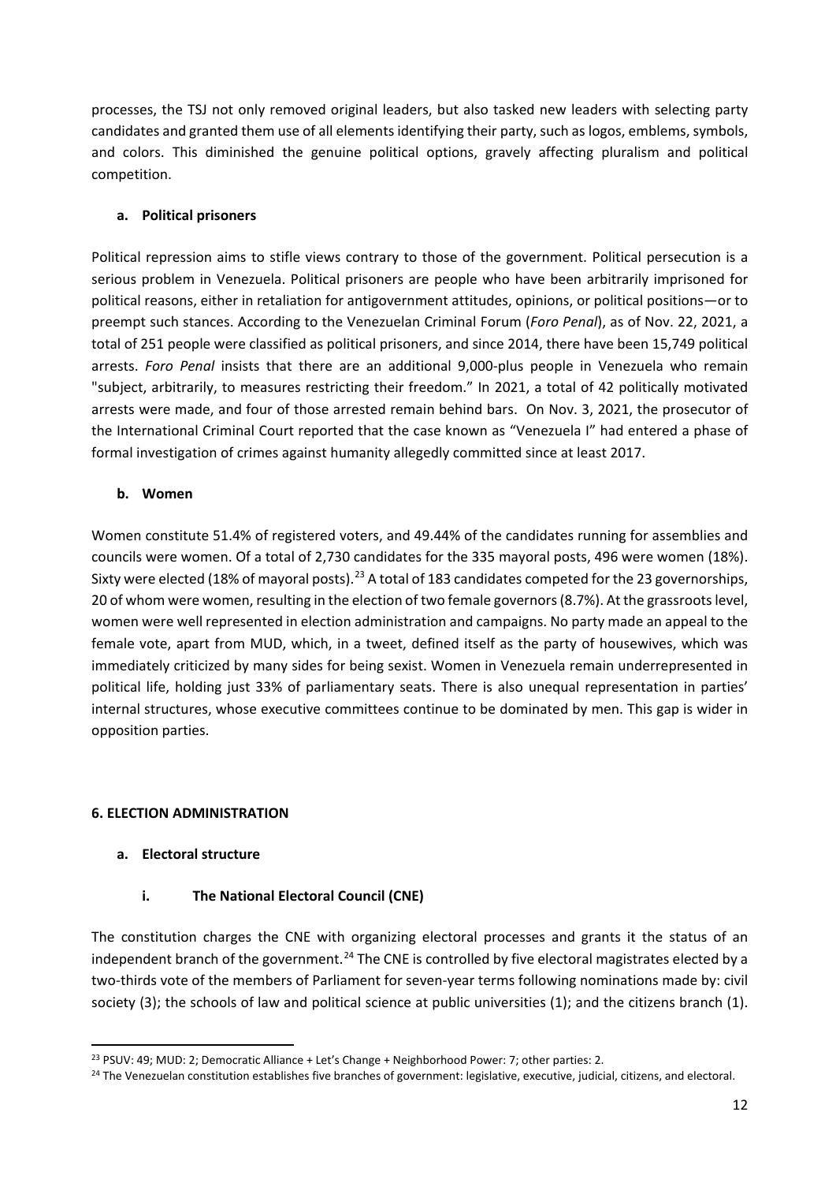processes, the TSJ not only removed original leaders, but also tasked new leaders with selecting party candidates and granted them use of all elements identifying their party, such as logos, emblems, symbols, and colors. This diminished the genuine political options, gravely affecting pluralism and political competition.

### a. Political prisoners

Political repression aims to stifle views contrary to those of the government. Political persecution is a serious problem in Venezuela. Political prisoners are people who have been arbitrarily imprisoned for political reasons, either in retaliation for antigovernment attitudes, opinions, or political positions—or to preempt such stances. According to the Venezuelan Criminal Forum (*Foro Penal*), as of Nov. 22, 2021, a total of 251 people were classified as political prisoners, and since 2014, there have been 15,749 political arrests. *Foro Penal* insists that there are an additional 9,000-plus people in Venezuela who remain "subject, arbitrarily, to measures restricting their freedom." In 2021, a total of 42 politically motivated arrests were made, and four of those arrested remain behind bars. On Nov. 3, 2021, the prosecutor of the International Criminal Court reported that the case known as "Venezuela I" had entered a phase of formal investigation of crimes against humanity allegedly committed since at least 2017.

### b. Women

Women constitute 51.4% of registered voters, and 49.44% of the candidates running for assemblies and councils were women. Of a total of 2,730 candidates for the 335 mayoral posts, 496 were women (18%). Sixty were elected (18% of mayoral posts).[23] A total of 183 candidates competed for the 23 governorships, 20 of whom were women, resulting in the election of two female governors (8.7%). At the grassroots level, women were well represented in election administration and campaigns. No party made an appeal to the female vote, apart from MUD, which, in a tweet, defined itself as the party of housewives, which was immediately criticized by many sides for being sexist. Women in Venezuela remain underrepresented in political life, holding just 33% of parliamentary seats. There is also unequal representation in parties' internal structures, whose executive committees continue to be dominated by men. This gap is wider in opposition parties.

## 6. ELECTION ADMINISTRATION

### a. Electoral structure

#### i. The National Electoral Council (CNE)

The constitution charges the CNE with organizing electoral processes and grants it the status of an independent branch of the government.[24] The CNE is controlled by five electoral magistrates elected by a two-thirds vote of the members of Parliament for seven-year terms following nominations made by: civil society (3); the schools of law and political science at public universities (1); and the citizens branch (1).

---

[23] PSUV: 49; MUD: 2; Democratic Alliance + Let's Change + Neighborhood Power: 7; other parties: 2.

[24] The Venezuelan constitution establishes five branches of government: legislative, executive, judicial, citizens, and electoral.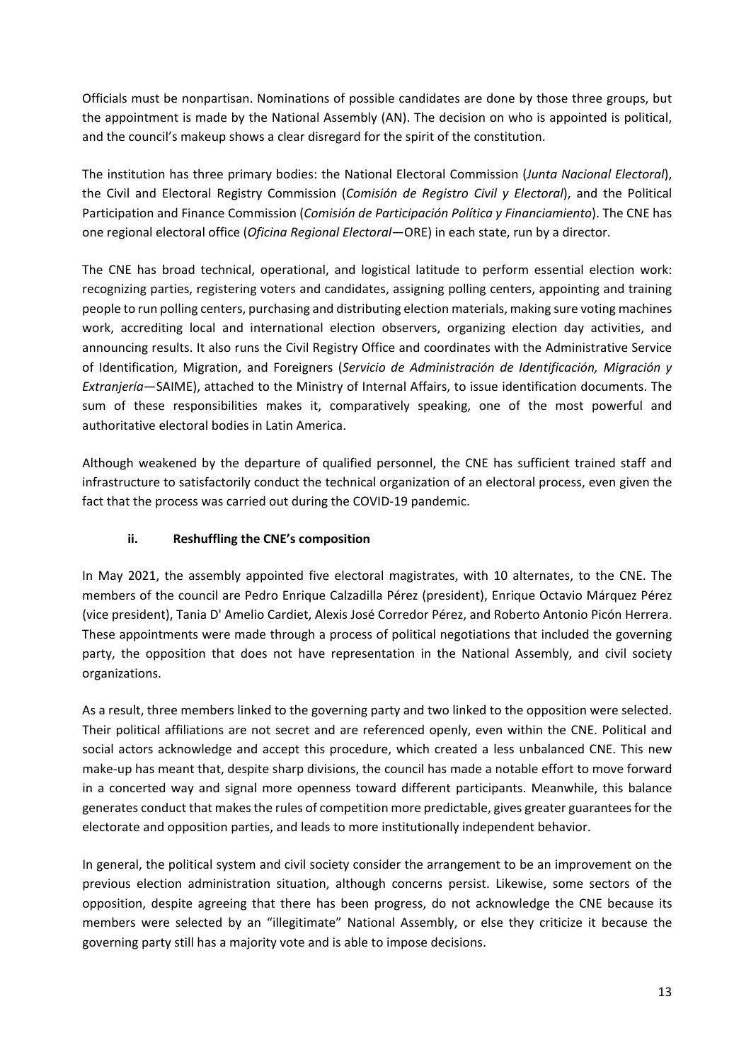Officials must be nonpartisan. Nominations of possible candidates are done by those three groups, but the appointment is made by the National Assembly (AN). The decision on who is appointed is political, and the council's makeup shows a clear disregard for the spirit of the constitution.

The institution has three primary bodies: the National Electoral Commission (*Junta Nacional Electoral*), the Civil and Electoral Registry Commission (*Comisión de Registro Civil y Electoral*), and the Political Participation and Finance Commission (*Comisión de Participación Política y Financiamiento*). The CNE has one regional electoral office (*Oficina Regional Electoral*—ORE) in each state, run by a director.

The CNE has broad technical, operational, and logistical latitude to perform essential election work: recognizing parties, registering voters and candidates, assigning polling centers, appointing and training people to run polling centers, purchasing and distributing election materials, making sure voting machines work, accrediting local and international election observers, organizing election day activities, and announcing results. It also runs the Civil Registry Office and coordinates with the Administrative Service of Identification, Migration, and Foreigners (*Servicio de Administración de Identificación, Migración y Extranjería*—SAIME), attached to the Ministry of Internal Affairs, to issue identification documents. The sum of these responsibilities makes it, comparatively speaking, one of the most powerful and authoritative electoral bodies in Latin America.

Although weakened by the departure of qualified personnel, the CNE has sufficient trained staff and infrastructure to satisfactorily conduct the technical organization of an electoral process, even given the fact that the process was carried out during the COVID-19 pandemic.

### ii. Reshuffling the CNE's composition

In May 2021, the assembly appointed five electoral magistrates, with 10 alternates, to the CNE. The members of the council are Pedro Enrique Calzadilla Pérez (president), Enrique Octavio Márquez Pérez (vice president), Tania D' Amelio Cardiet, Alexis José Corredor Pérez, and Roberto Antonio Picón Herrera. These appointments were made through a process of political negotiations that included the governing party, the opposition that does not have representation in the National Assembly, and civil society organizations.

As a result, three members linked to the governing party and two linked to the opposition were selected. Their political affiliations are not secret and are referenced openly, even within the CNE. Political and social actors acknowledge and accept this procedure, which created a less unbalanced CNE. This new make-up has meant that, despite sharp divisions, the council has made a notable effort to move forward in a concerted way and signal more openness toward different participants. Meanwhile, this balance generates conduct that makes the rules of competition more predictable, gives greater guarantees for the electorate and opposition parties, and leads to more institutionally independent behavior.

In general, the political system and civil society consider the arrangement to be an improvement on the previous election administration situation, although concerns persist. Likewise, some sectors of the opposition, despite agreeing that there has been progress, do not acknowledge the CNE because its members were selected by an "illegitimate" National Assembly, or else they criticize it because the governing party still has a majority vote and is able to impose decisions.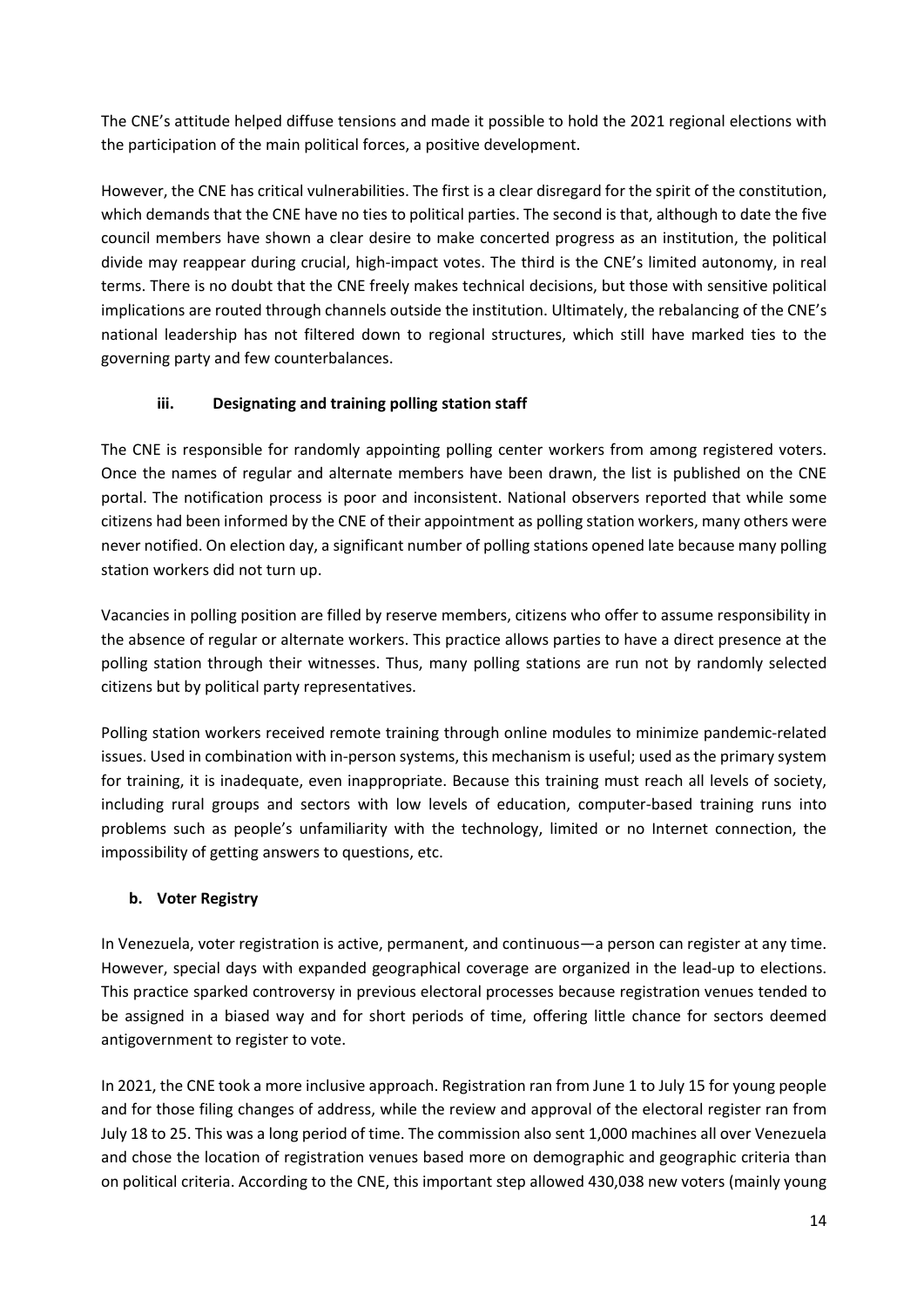The CNE's attitude helped diffuse tensions and made it possible to hold the 2021 regional elections with the participation of the main political forces, a positive development.

However, the CNE has critical vulnerabilities. The first is a clear disregard for the spirit of the constitution, which demands that the CNE have no ties to political parties. The second is that, although to date the five council members have shown a clear desire to make concerted progress as an institution, the political divide may reappear during crucial, high-impact votes. The third is the CNE's limited autonomy, in real terms. There is no doubt that the CNE freely makes technical decisions, but those with sensitive political implications are routed through channels outside the institution. Ultimately, the rebalancing of the CNE's national leadership has not filtered down to regional structures, which still have marked ties to the governing party and few counterbalances.

#### iii. Designating and training polling station staff

The CNE is responsible for randomly appointing polling center workers from among registered voters. Once the names of regular and alternate members have been drawn, the list is published on the CNE portal. The notification process is poor and inconsistent. National observers reported that while some citizens had been informed by the CNE of their appointment as polling station workers, many others were never notified. On election day, a significant number of polling stations opened late because many polling station workers did not turn up.

Vacancies in polling position are filled by reserve members, citizens who offer to assume responsibility in the absence of regular or alternate workers. This practice allows parties to have a direct presence at the polling station through their witnesses. Thus, many polling stations are run not by randomly selected citizens but by political party representatives.

Polling station workers received remote training through online modules to minimize pandemic-related issues. Used in combination with in-person systems, this mechanism is useful; used as the primary system for training, it is inadequate, even inappropriate. Because this training must reach all levels of society, including rural groups and sectors with low levels of education, computer-based training runs into problems such as people's unfamiliarity with the technology, limited or no Internet connection, the impossibility of getting answers to questions, etc.

### b. Voter Registry

In Venezuela, voter registration is active, permanent, and continuous—a person can register at any time. However, special days with expanded geographical coverage are organized in the lead-up to elections. This practice sparked controversy in previous electoral processes because registration venues tended to be assigned in a biased way and for short periods of time, offering little chance for sectors deemed antigovernment to register to vote.

In 2021, the CNE took a more inclusive approach. Registration ran from June 1 to July 15 for young people and for those filing changes of address, while the review and approval of the electoral register ran from July 18 to 25. This was a long period of time. The commission also sent 1,000 machines all over Venezuela and chose the location of registration venues based more on demographic and geographic criteria than on political criteria. According to the CNE, this important step allowed 430,038 new voters (mainly young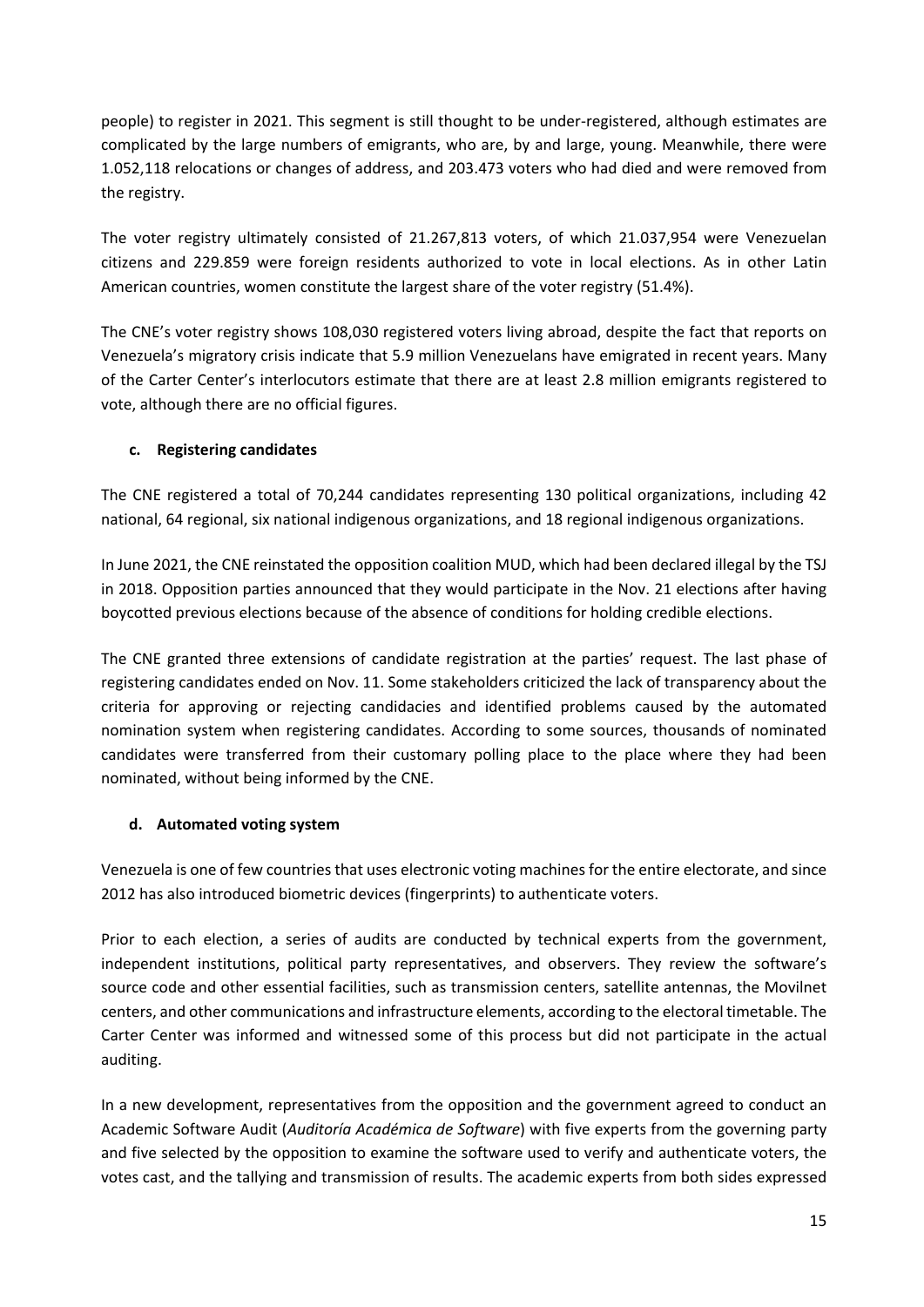people) to register in 2021. This segment is still thought to be under-registered, although estimates are complicated by the large numbers of emigrants, who are, by and large, young. Meanwhile, there were 1.052,118 relocations or changes of address, and 203.473 voters who had died and were removed from the registry.

The voter registry ultimately consisted of 21.267,813 voters, of which 21.037,954 were Venezuelan citizens and 229.859 were foreign residents authorized to vote in local elections. As in other Latin American countries, women constitute the largest share of the voter registry (51.4%).

The CNE's voter registry shows 108,030 registered voters living abroad, despite the fact that reports on Venezuela's migratory crisis indicate that 5.9 million Venezuelans have emigrated in recent years. Many of the Carter Center's interlocutors estimate that there are at least 2.8 million emigrants registered to vote, although there are no official figures.

### c. Registering candidates

The CNE registered a total of 70,244 candidates representing 130 political organizations, including 42 national, 64 regional, six national indigenous organizations, and 18 regional indigenous organizations.

In June 2021, the CNE reinstated the opposition coalition MUD, which had been declared illegal by the TSJ in 2018. Opposition parties announced that they would participate in the Nov. 21 elections after having boycotted previous elections because of the absence of conditions for holding credible elections.

The CNE granted three extensions of candidate registration at the parties' request. The last phase of registering candidates ended on Nov. 11. Some stakeholders criticized the lack of transparency about the criteria for approving or rejecting candidacies and identified problems caused by the automated nomination system when registering candidates. According to some sources, thousands of nominated candidates were transferred from their customary polling place to the place where they had been nominated, without being informed by the CNE.

### d. Automated voting system

Venezuela is one of few countries that uses electronic voting machines for the entire electorate, and since 2012 has also introduced biometric devices (fingerprints) to authenticate voters.

Prior to each election, a series of audits are conducted by technical experts from the government, independent institutions, political party representatives, and observers. They review the software's source code and other essential facilities, such as transmission centers, satellite antennas, the Movilnet centers, and other communications and infrastructure elements, according to the electoral timetable. The Carter Center was informed and witnessed some of this process but did not participate in the actual auditing.

In a new development, representatives from the opposition and the government agreed to conduct an Academic Software Audit (*Auditoría Académica de Software*) with five experts from the governing party and five selected by the opposition to examine the software used to verify and authenticate voters, the votes cast, and the tallying and transmission of results. The academic experts from both sides expressed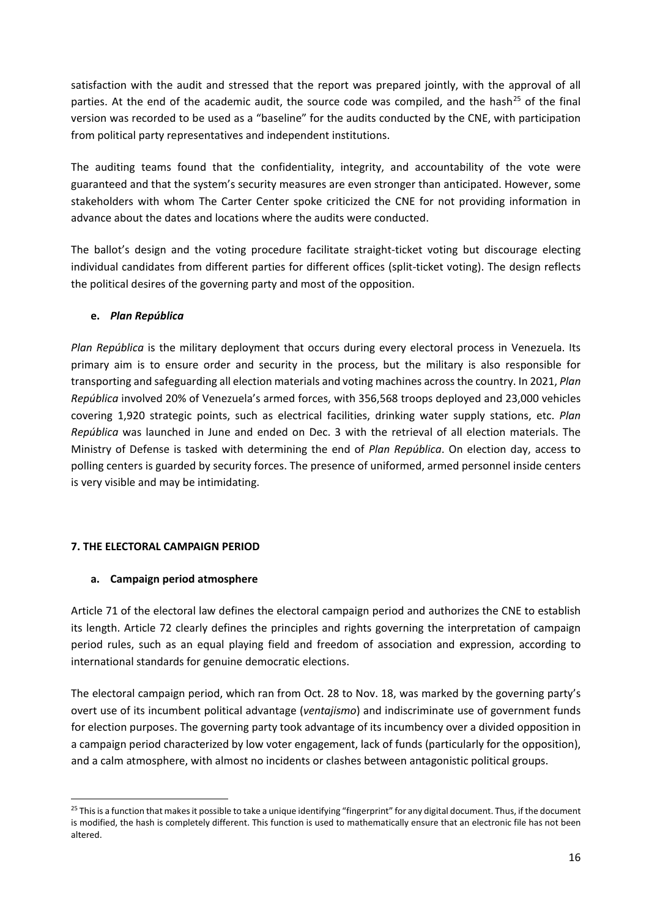satisfaction with the audit and stressed that the report was prepared jointly, with the approval of all parties. At the end of the academic audit, the source code was compiled, and the hash[25] of the final version was recorded to be used as a "baseline" for the audits conducted by the CNE, with participation from political party representatives and independent institutions.

The auditing teams found that the confidentiality, integrity, and accountability of the vote were guaranteed and that the system's security measures are even stronger than anticipated. However, some stakeholders with whom The Carter Center spoke criticized the CNE for not providing information in advance about the dates and locations where the audits were conducted.

The ballot's design and the voting procedure facilitate straight-ticket voting but discourage electing individual candidates from different parties for different offices (split-ticket voting). The design reflects the political desires of the governing party and most of the opposition.

#### e. *Plan República*

*Plan República* is the military deployment that occurs during every electoral process in Venezuela. Its primary aim is to ensure order and security in the process, but the military is also responsible for transporting and safeguarding all election materials and voting machines across the country. In 2021, *Plan República* involved 20% of Venezuela's armed forces, with 356,568 troops deployed and 23,000 vehicles covering 1,920 strategic points, such as electrical facilities, drinking water supply stations, etc. *Plan República* was launched in June and ended on Dec. 3 with the retrieval of all election materials. The Ministry of Defense is tasked with determining the end of *Plan República*. On election day, access to polling centers is guarded by security forces. The presence of uniformed, armed personnel inside centers is very visible and may be intimidating.

## 7. THE ELECTORAL CAMPAIGN PERIOD

#### a. Campaign period atmosphere

Article 71 of the electoral law defines the electoral campaign period and authorizes the CNE to establish its length. Article 72 clearly defines the principles and rights governing the interpretation of campaign period rules, such as an equal playing field and freedom of association and expression, according to international standards for genuine democratic elections.

The electoral campaign period, which ran from Oct. 28 to Nov. 18, was marked by the governing party's overt use of its incumbent political advantage (*ventajismo*) and indiscriminate use of government funds for election purposes. The governing party took advantage of its incumbency over a divided opposition in a campaign period characterized by low voter engagement, lack of funds (particularly for the opposition), and a calm atmosphere, with almost no incidents or clashes between antagonistic political groups.

---

[25] This is a function that makes it possible to take a unique identifying "fingerprint" for any digital document. Thus, if the document is modified, the hash is completely different. This function is used to mathematically ensure that an electronic file has not been altered.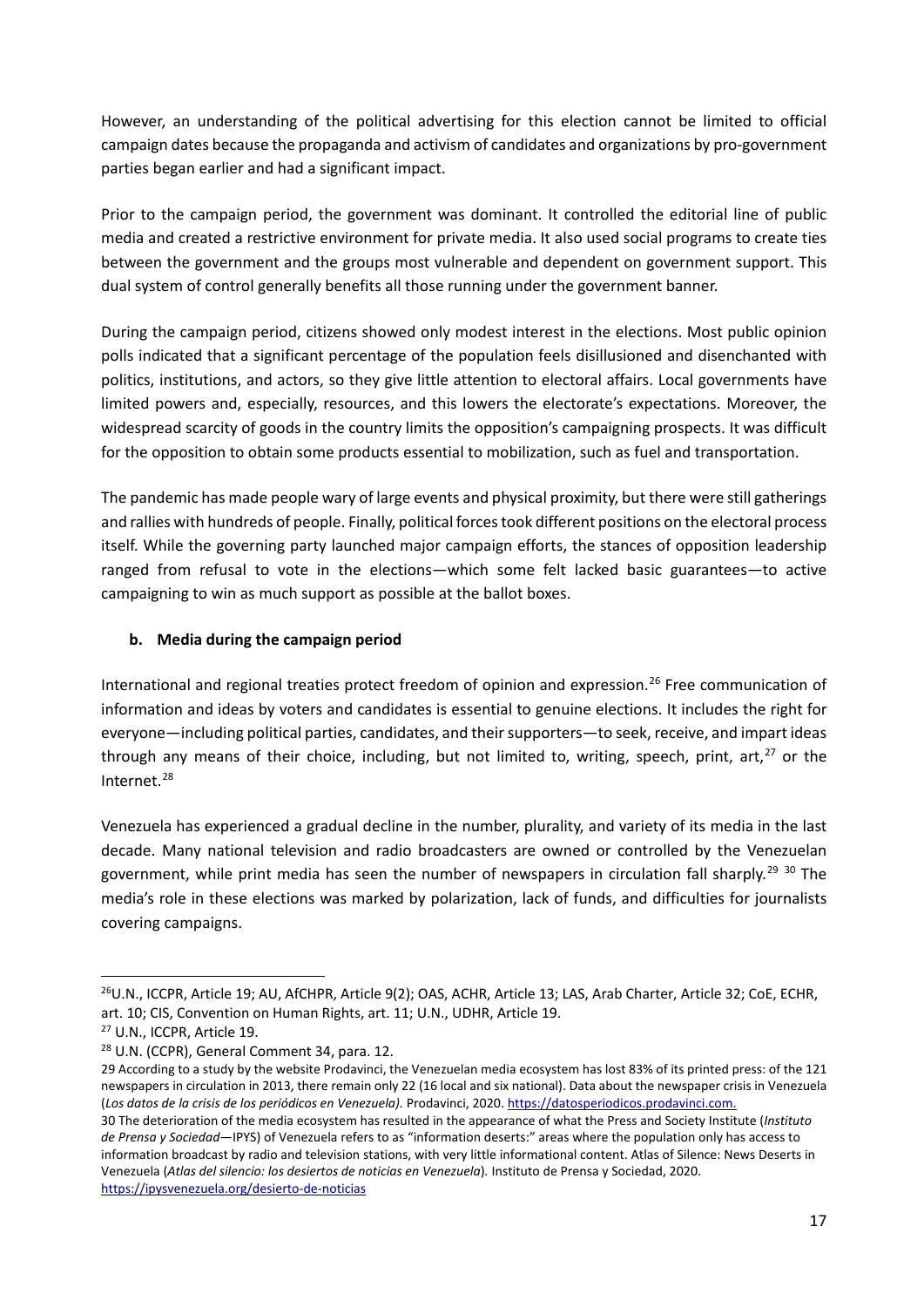However, an understanding of the political advertising for this election cannot be limited to official campaign dates because the propaganda and activism of candidates and organizations by pro-government parties began earlier and had a significant impact.

Prior to the campaign period, the government was dominant. It controlled the editorial line of public media and created a restrictive environment for private media. It also used social programs to create ties between the government and the groups most vulnerable and dependent on government support. This dual system of control generally benefits all those running under the government banner.

During the campaign period, citizens showed only modest interest in the elections. Most public opinion polls indicated that a significant percentage of the population feels disillusioned and disenchanted with politics, institutions, and actors, so they give little attention to electoral affairs. Local governments have limited powers and, especially, resources, and this lowers the electorate's expectations. Moreover, the widespread scarcity of goods in the country limits the opposition's campaigning prospects. It was difficult for the opposition to obtain some products essential to mobilization, such as fuel and transportation.

The pandemic has made people wary of large events and physical proximity, but there were still gatherings and rallies with hundreds of people. Finally, political forces took different positions on the electoral process itself. While the governing party launched major campaign efforts, the stances of opposition leadership ranged from refusal to vote in the elections—which some felt lacked basic guarantees—to active campaigning to win as much support as possible at the ballot boxes.

### b. Media during the campaign period

International and regional treaties protect freedom of opinion and expression.[26] Free communication of information and ideas by voters and candidates is essential to genuine elections. It includes the right for everyone—including political parties, candidates, and their supporters—to seek, receive, and impart ideas through any means of their choice, including, but not limited to, writing, speech, print, art,[27] or the Internet.[28]

Venezuela has experienced a gradual decline in the number, plurality, and variety of its media in the last decade. Many national television and radio broadcasters are owned or controlled by the Venezuelan government, while print media has seen the number of newspapers in circulation fall sharply.[29] [30] The media's role in these elections was marked by polarization, lack of funds, and difficulties for journalists covering campaigns.

---

[26] U.N., ICCPR, Article 19; AU, AfCHPR, Article 9(2); OAS, ACHR, Article 13; LAS, Arab Charter, Article 32; CoE, ECHR, art. 10; CIS, Convention on Human Rights, art. 11; U.N., UDHR, Article 19.

[27] U.N., ICCPR, Article 19.

[28] U.N. (CCPR), General Comment 34, para. 12.

[29] According to a study by the website Prodavinci, the Venezuelan media ecosystem has lost 83% of its printed press: of the 121 newspapers in circulation in 2013, there remain only 22 (16 local and six national). Data about the newspaper crisis in Venezuela (*Los datos de la crisis de los periódicos en Venezuela).* Prodavinci, 2020. https://datosperiodicos.prodavinci.com.

[30] The deterioration of the media ecosystem has resulted in the appearance of what the Press and Society Institute (*Instituto de Prensa y Sociedad*—IPYS) of Venezuela refers to as "information deserts:" areas where the population only has access to information broadcast by radio and television stations, with very little informational content. Atlas of Silence: News Deserts in Venezuela (*Atlas del silencio: los desiertos de noticias en Venezuela*). Instituto de Prensa y Sociedad, 2020. https://ipysvenezuela.org/desierto-de-noticias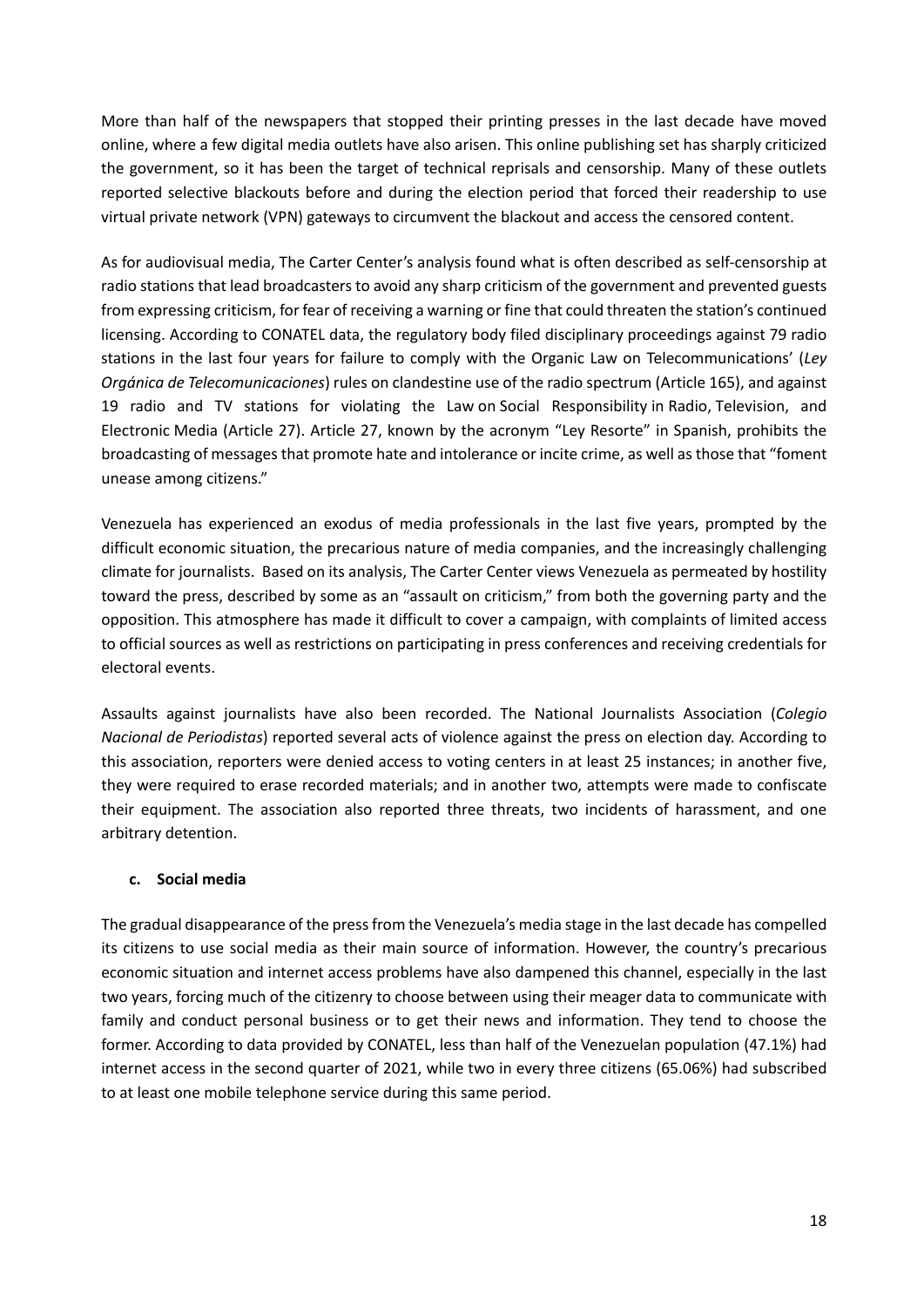More than half of the newspapers that stopped their printing presses in the last decade have moved online, where a few digital media outlets have also arisen. This online publishing set has sharply criticized the government, so it has been the target of technical reprisals and censorship. Many of these outlets reported selective blackouts before and during the election period that forced their readership to use virtual private network (VPN) gateways to circumvent the blackout and access the censored content.

As for audiovisual media, The Carter Center's analysis found what is often described as self-censorship at radio stations that lead broadcasters to avoid any sharp criticism of the government and prevented guests from expressing criticism, for fear of receiving a warning or fine that could threaten the station's continued licensing. According to CONATEL data, the regulatory body filed disciplinary proceedings against 79 radio stations in the last four years for failure to comply with the Organic Law on Telecommunications' (*Ley Orgánica de Telecomunicaciones*) rules on clandestine use of the radio spectrum (Article 165), and against 19 radio and TV stations for violating the Law on Social Responsibility in Radio, Television, and Electronic Media (Article 27). Article 27, known by the acronym "Ley Resorte" in Spanish, prohibits the broadcasting of messages that promote hate and intolerance or incite crime, as well as those that "foment unease among citizens."

Venezuela has experienced an exodus of media professionals in the last five years, prompted by the difficult economic situation, the precarious nature of media companies, and the increasingly challenging climate for journalists. Based on its analysis, The Carter Center views Venezuela as permeated by hostility toward the press, described by some as an "assault on criticism," from both the governing party and the opposition. This atmosphere has made it difficult to cover a campaign, with complaints of limited access to official sources as well as restrictions on participating in press conferences and receiving credentials for electoral events.

Assaults against journalists have also been recorded. The National Journalists Association (*Colegio Nacional de Periodistas*) reported several acts of violence against the press on election day. According to this association, reporters were denied access to voting centers in at least 25 instances; in another five, they were required to erase recorded materials; and in another two, attempts were made to confiscate their equipment. The association also reported three threats, two incidents of harassment, and one arbitrary detention.

### c. Social media

The gradual disappearance of the press from the Venezuela's media stage in the last decade has compelled its citizens to use social media as their main source of information. However, the country's precarious economic situation and internet access problems have also dampened this channel, especially in the last two years, forcing much of the citizenry to choose between using their meager data to communicate with family and conduct personal business or to get their news and information. They tend to choose the former. According to data provided by CONATEL, less than half of the Venezuelan population (47.1%) had internet access in the second quarter of 2021, while two in every three citizens (65.06%) had subscribed to at least one mobile telephone service during this same period.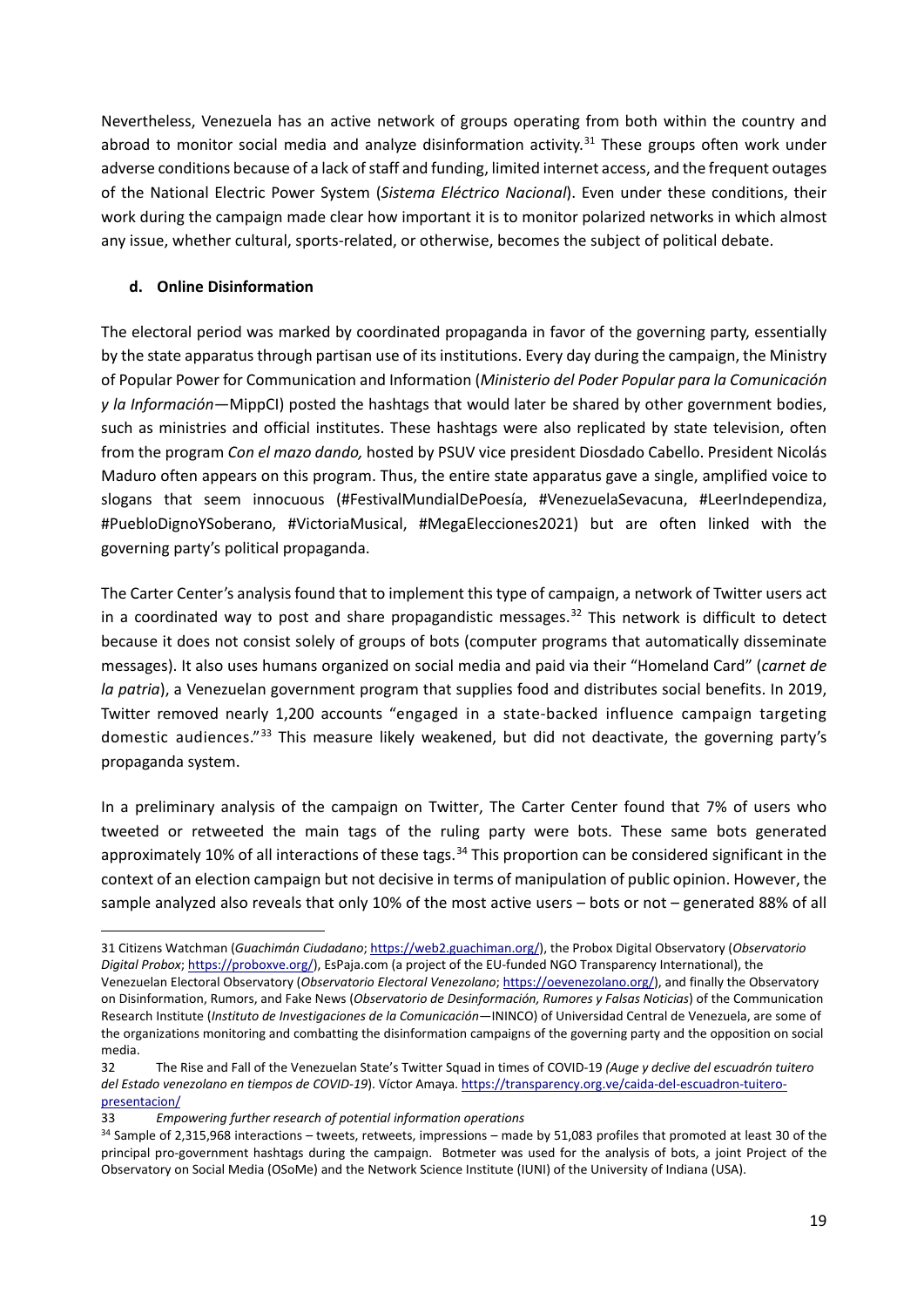Nevertheless, Venezuela has an active network of groups operating from both within the country and abroad to monitor social media and analyze disinformation activity.[31] These groups often work under adverse conditions because of a lack of staff and funding, limited internet access, and the frequent outages of the National Electric Power System (*Sistema Eléctrico Nacional*). Even under these conditions, their work during the campaign made clear how important it is to monitor polarized networks in which almost any issue, whether cultural, sports-related, or otherwise, becomes the subject of political debate.

### d. Online Disinformation

The electoral period was marked by coordinated propaganda in favor of the governing party, essentially by the state apparatus through partisan use of its institutions. Every day during the campaign, the Ministry of Popular Power for Communication and Information (*Ministerio del Poder Popular para la Comunicación y la Información*—MippCI) posted the hashtags that would later be shared by other government bodies, such as ministries and official institutes. These hashtags were also replicated by state television, often from the program *Con el mazo dando,* hosted by PSUV vice president Diosdado Cabello. President Nicolás Maduro often appears on this program. Thus, the entire state apparatus gave a single, amplified voice to slogans that seem innocuous (#FestivalMundialDePoesía, #VenezuelaSevacuna, #LeerIndependiza, #PuebloDignoYSoberano, #VictoriaMusical, #MegaElecciones2021) but are often linked with the governing party's political propaganda.

The Carter Center's analysis found that to implement this type of campaign, a network of Twitter users act in a coordinated way to post and share propagandistic messages.[32] This network is difficult to detect because it does not consist solely of groups of bots (computer programs that automatically disseminate messages). It also uses humans organized on social media and paid via their "Homeland Card" (*carnet de la patria*), a Venezuelan government program that supplies food and distributes social benefits. In 2019, Twitter removed nearly 1,200 accounts "engaged in a state-backed influence campaign targeting domestic audiences."[33] This measure likely weakened, but did not deactivate, the governing party's propaganda system.

In a preliminary analysis of the campaign on Twitter, The Carter Center found that 7% of users who tweeted or retweeted the main tags of the ruling party were bots. These same bots generated approximately 10% of all interactions of these tags.[34] This proportion can be considered significant in the context of an election campaign but not decisive in terms of manipulation of public opinion. However, the sample analyzed also reveals that only 10% of the most active users – bots or not – generated 88% of all

---

31 Citizens Watchman (*Guachimán Ciudadano*; https://web2.guachiman.org/), the Probox Digital Observatory (*Observatorio Digital Probox*; https://proboxve.org/), EsPaja.com (a project of the EU-funded NGO Transparency International), the Venezuelan Electoral Observatory (*Observatorio Electoral Venezolano*; https://oevenezolano.org/), and finally the Observatory on Disinformation, Rumors, and Fake News (*Observatorio de Desinformación, Rumores y Falsas Noticias*) of the Communication Research Institute (*Instituto de Investigaciones de la Comunicación*—ININCO) of Universidad Central de Venezuela, are some of the organizations monitoring and combatting the disinformation campaigns of the governing party and the opposition on social media.

32 The Rise and Fall of the Venezuelan State's Twitter Squad in times of COVID-19 *(Auge y declive del escuadrón tuitero del Estado venezolano en tiempos de COVID-19*). Víctor Amaya. https://transparency.org.ve/caida-del-escuadron-tuitero-presentacion/

33 *Empowering further research of potential information operations*

34 Sample of 2,315,968 interactions – tweets, retweets, impressions – made by 51,083 profiles that promoted at least 30 of the principal pro-government hashtags during the campaign. Botmeter was used for the analysis of bots, a joint Project of the Observatory on Social Media (OSoMe) and the Network Science Institute (IUNI) of the University of Indiana (USA).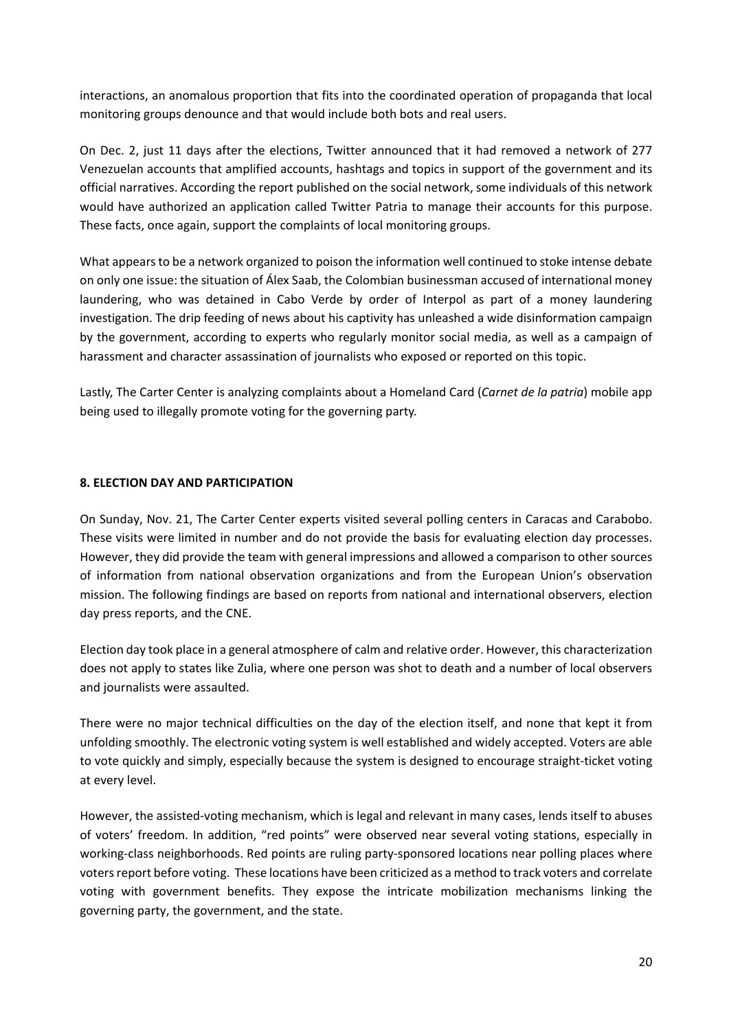interactions, an anomalous proportion that fits into the coordinated operation of propaganda that local monitoring groups denounce and that would include both bots and real users.

On Dec. 2, just 11 days after the elections, Twitter announced that it had removed a network of 277 Venezuelan accounts that amplified accounts, hashtags and topics in support of the government and its official narratives. According the report published on the social network, some individuals of this network would have authorized an application called Twitter Patria to manage their accounts for this purpose. These facts, once again, support the complaints of local monitoring groups.

What appears to be a network organized to poison the information well continued to stoke intense debate on only one issue: the situation of Álex Saab, the Colombian businessman accused of international money laundering, who was detained in Cabo Verde by order of Interpol as part of a money laundering investigation. The drip feeding of news about his captivity has unleashed a wide disinformation campaign by the government, according to experts who regularly monitor social media, as well as a campaign of harassment and character assassination of journalists who exposed or reported on this topic.

Lastly, The Carter Center is analyzing complaints about a Homeland Card (*Carnet de la patria*) mobile app being used to illegally promote voting for the governing party.

## 8. ELECTION DAY AND PARTICIPATION

On Sunday, Nov. 21, The Carter Center experts visited several polling centers in Caracas and Carabobo. These visits were limited in number and do not provide the basis for evaluating election day processes. However, they did provide the team with general impressions and allowed a comparison to other sources of information from national observation organizations and from the European Union's observation mission. The following findings are based on reports from national and international observers, election day press reports, and the CNE.

Election day took place in a general atmosphere of calm and relative order. However, this characterization does not apply to states like Zulia, where one person was shot to death and a number of local observers and journalists were assaulted.

There were no major technical difficulties on the day of the election itself, and none that kept it from unfolding smoothly. The electronic voting system is well established and widely accepted. Voters are able to vote quickly and simply, especially because the system is designed to encourage straight-ticket voting at every level.

However, the assisted-voting mechanism, which is legal and relevant in many cases, lends itself to abuses of voters' freedom. In addition, "red points" were observed near several voting stations, especially in working-class neighborhoods. Red points are ruling party-sponsored locations near polling places where voters report before voting. These locations have been criticized as a method to track voters and correlate voting with government benefits. They expose the intricate mobilization mechanisms linking the governing party, the government, and the state.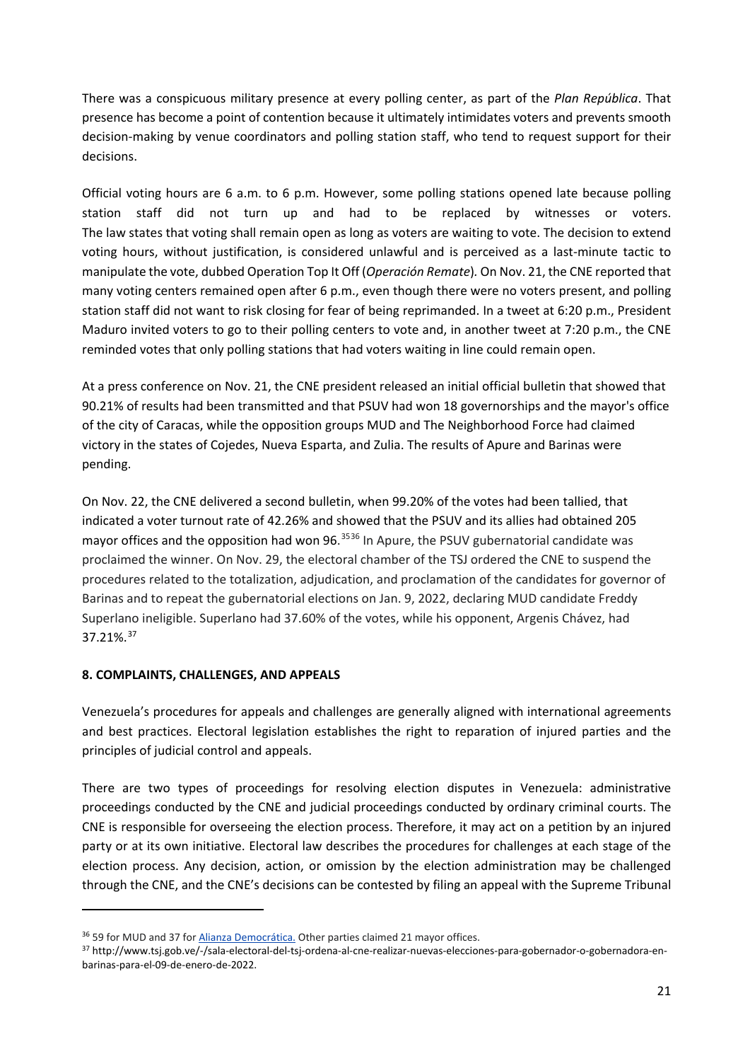There was a conspicuous military presence at every polling center, as part of the *Plan República*. That presence has become a point of contention because it ultimately intimidates voters and prevents smooth decision-making by venue coordinators and polling station staff, who tend to request support for their decisions.

Official voting hours are 6 a.m. to 6 p.m. However, some polling stations opened late because polling station staff did not turn up and had to be replaced by witnesses or voters. The law states that voting shall remain open as long as voters are waiting to vote. The decision to extend voting hours, without justification, is considered unlawful and is perceived as a last-minute tactic to manipulate the vote, dubbed Operation Top It Off (*Operación Remate*). On Nov. 21, the CNE reported that many voting centers remained open after 6 p.m., even though there were no voters present, and polling station staff did not want to risk closing for fear of being reprimanded. In a tweet at 6:20 p.m., President Maduro invited voters to go to their polling centers to vote and, in another tweet at 7:20 p.m., the CNE reminded votes that only polling stations that had voters waiting in line could remain open.

At a press conference on Nov. 21, the CNE president released an initial official bulletin that showed that 90.21% of results had been transmitted and that PSUV had won 18 governorships and the mayor's office of the city of Caracas, while the opposition groups MUD and The Neighborhood Force had claimed victory in the states of Cojedes, Nueva Esparta, and Zulia. The results of Apure and Barinas were pending.

On Nov. 22, the CNE delivered a second bulletin, when 99.20% of the votes had been tallied, that indicated a voter turnout rate of 42.26% and showed that the PSUV and its allies had obtained 205 mayor offices and the opposition had won 96.[35][36] In Apure, the PSUV gubernatorial candidate was proclaimed the winner. On Nov. 29, the electoral chamber of the TSJ ordered the CNE to suspend the procedures related to the totalization, adjudication, and proclamation of the candidates for governor of Barinas and to repeat the gubernatorial elections on Jan. 9, 2022, declaring MUD candidate Freddy Superlano ineligible. Superlano had 37.60% of the votes, while his opponent, Argenis Chávez, had 37.21%.[37]

## 8. COMPLAINTS, CHALLENGES, AND APPEALS

Venezuela's procedures for appeals and challenges are generally aligned with international agreements and best practices. Electoral legislation establishes the right to reparation of injured parties and the principles of judicial control and appeals.

There are two types of proceedings for resolving election disputes in Venezuela: administrative proceedings conducted by the CNE and judicial proceedings conducted by ordinary criminal courts. The CNE is responsible for overseeing the election process. Therefore, it may act on a petition by an injured party or at its own initiative. Electoral law describes the procedures for challenges at each stage of the election process. Any decision, action, or omission by the election administration may be challenged through the CNE, and the CNE's decisions can be contested by filing an appeal with the Supreme Tribunal

---

[36] 59 for MUD and 37 for Alianza Democrática. Other parties claimed 21 mayor offices.

[37] http://www.tsj.gob.ve/-/sala-electoral-del-tsj-ordena-al-cne-realizar-nuevas-elecciones-para-gobernador-o-gobernadora-en-barinas-para-el-09-de-enero-de-2022.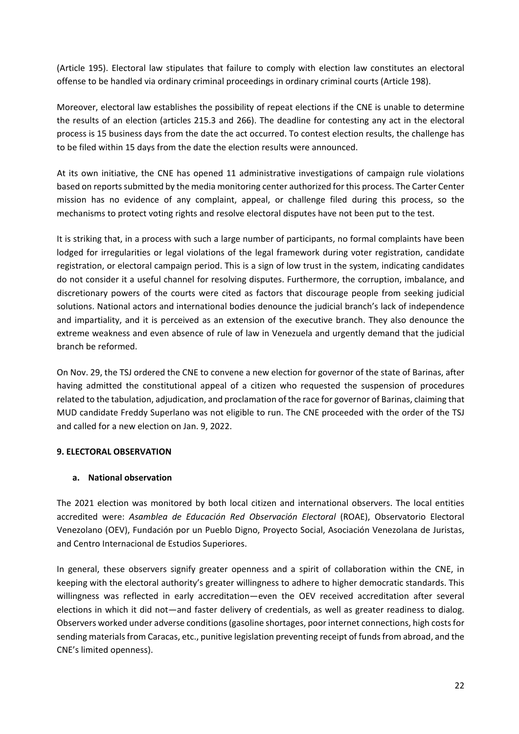(Article 195). Electoral law stipulates that failure to comply with election law constitutes an electoral offense to be handled via ordinary criminal proceedings in ordinary criminal courts (Article 198).

Moreover, electoral law establishes the possibility of repeat elections if the CNE is unable to determine the results of an election (articles 215.3 and 266). The deadline for contesting any act in the electoral process is 15 business days from the date the act occurred. To contest election results, the challenge has to be filed within 15 days from the date the election results were announced.

At its own initiative, the CNE has opened 11 administrative investigations of campaign rule violations based on reports submitted by the media monitoring center authorized for this process. The Carter Center mission has no evidence of any complaint, appeal, or challenge filed during this process, so the mechanisms to protect voting rights and resolve electoral disputes have not been put to the test.

It is striking that, in a process with such a large number of participants, no formal complaints have been lodged for irregularities or legal violations of the legal framework during voter registration, candidate registration, or electoral campaign period. This is a sign of low trust in the system, indicating candidates do not consider it a useful channel for resolving disputes. Furthermore, the corruption, imbalance, and discretionary powers of the courts were cited as factors that discourage people from seeking judicial solutions. National actors and international bodies denounce the judicial branch's lack of independence and impartiality, and it is perceived as an extension of the executive branch. They also denounce the extreme weakness and even absence of rule of law in Venezuela and urgently demand that the judicial branch be reformed.

On Nov. 29, the TSJ ordered the CNE to convene a new election for governor of the state of Barinas, after having admitted the constitutional appeal of a citizen who requested the suspension of procedures related to the tabulation, adjudication, and proclamation of the race for governor of Barinas, claiming that MUD candidate Freddy Superlano was not eligible to run. The CNE proceeded with the order of the TSJ and called for a new election on Jan. 9, 2022.

## 9. ELECTORAL OBSERVATION

### a. National observation

The 2021 election was monitored by both local citizen and international observers. The local entities accredited were: *Asamblea de Educación Red Observación Electoral* (ROAE), Observatorio Electoral Venezolano (OEV), Fundación por un Pueblo Digno, Proyecto Social, Asociación Venezolana de Juristas, and Centro Internacional de Estudios Superiores.

In general, these observers signify greater openness and a spirit of collaboration within the CNE, in keeping with the electoral authority's greater willingness to adhere to higher democratic standards. This willingness was reflected in early accreditation—even the OEV received accreditation after several elections in which it did not—and faster delivery of credentials, as well as greater readiness to dialog. Observers worked under adverse conditions (gasoline shortages, poor internet connections, high costs for sending materials from Caracas, etc., punitive legislation preventing receipt of funds from abroad, and the CNE's limited openness).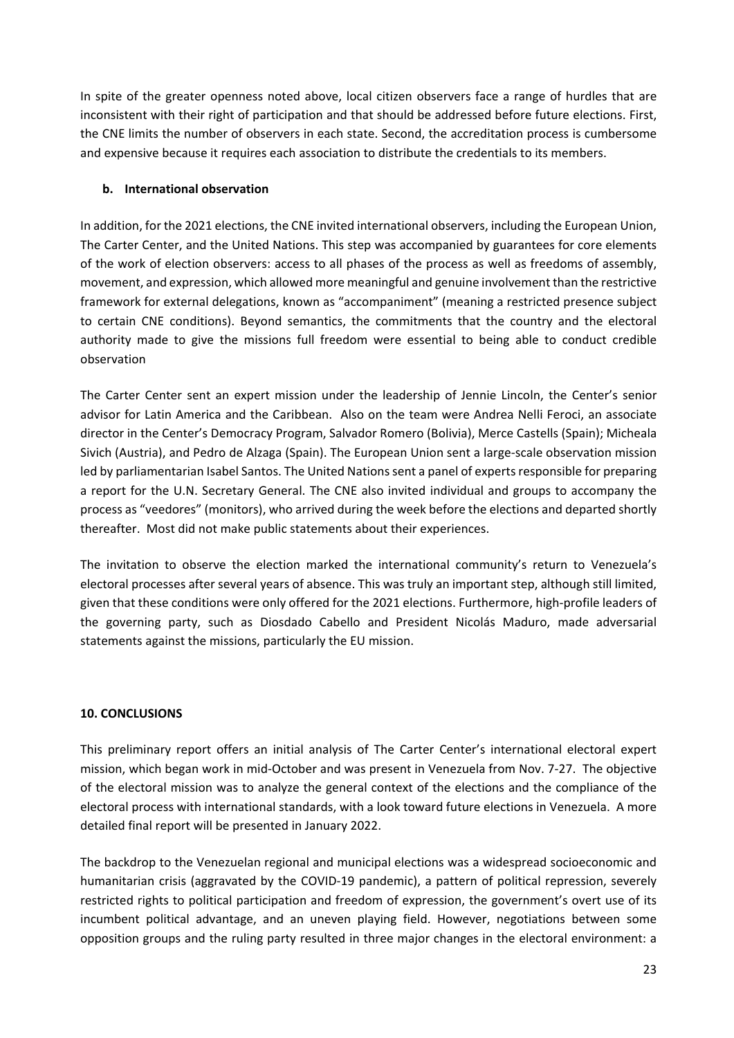In spite of the greater openness noted above, local citizen observers face a range of hurdles that are inconsistent with their right of participation and that should be addressed before future elections. First, the CNE limits the number of observers in each state. Second, the accreditation process is cumbersome and expensive because it requires each association to distribute the credentials to its members.

### b. International observation

In addition, for the 2021 elections, the CNE invited international observers, including the European Union, The Carter Center, and the United Nations. This step was accompanied by guarantees for core elements of the work of election observers: access to all phases of the process as well as freedoms of assembly, movement, and expression, which allowed more meaningful and genuine involvement than the restrictive framework for external delegations, known as "accompaniment" (meaning a restricted presence subject to certain CNE conditions). Beyond semantics, the commitments that the country and the electoral authority made to give the missions full freedom were essential to being able to conduct credible observation

The Carter Center sent an expert mission under the leadership of Jennie Lincoln, the Center's senior advisor for Latin America and the Caribbean. Also on the team were Andrea Nelli Feroci, an associate director in the Center's Democracy Program, Salvador Romero (Bolivia), Merce Castells (Spain); Micheala Sivich (Austria), and Pedro de Alzaga (Spain). The European Union sent a large-scale observation mission led by parliamentarian Isabel Santos. The United Nations sent a panel of experts responsible for preparing a report for the U.N. Secretary General. The CNE also invited individual and groups to accompany the process as "veedores" (monitors), who arrived during the week before the elections and departed shortly thereafter. Most did not make public statements about their experiences.

The invitation to observe the election marked the international community's return to Venezuela's electoral processes after several years of absence. This was truly an important step, although still limited, given that these conditions were only offered for the 2021 elections. Furthermore, high-profile leaders of the governing party, such as Diosdado Cabello and President Nicolás Maduro, made adversarial statements against the missions, particularly the EU mission.

## 10. CONCLUSIONS

This preliminary report offers an initial analysis of The Carter Center's international electoral expert mission, which began work in mid-October and was present in Venezuela from Nov. 7-27. The objective of the electoral mission was to analyze the general context of the elections and the compliance of the electoral process with international standards, with a look toward future elections in Venezuela. A more detailed final report will be presented in January 2022.

The backdrop to the Venezuelan regional and municipal elections was a widespread socioeconomic and humanitarian crisis (aggravated by the COVID-19 pandemic), a pattern of political repression, severely restricted rights to political participation and freedom of expression, the government's overt use of its incumbent political advantage, and an uneven playing field. However, negotiations between some opposition groups and the ruling party resulted in three major changes in the electoral environment: a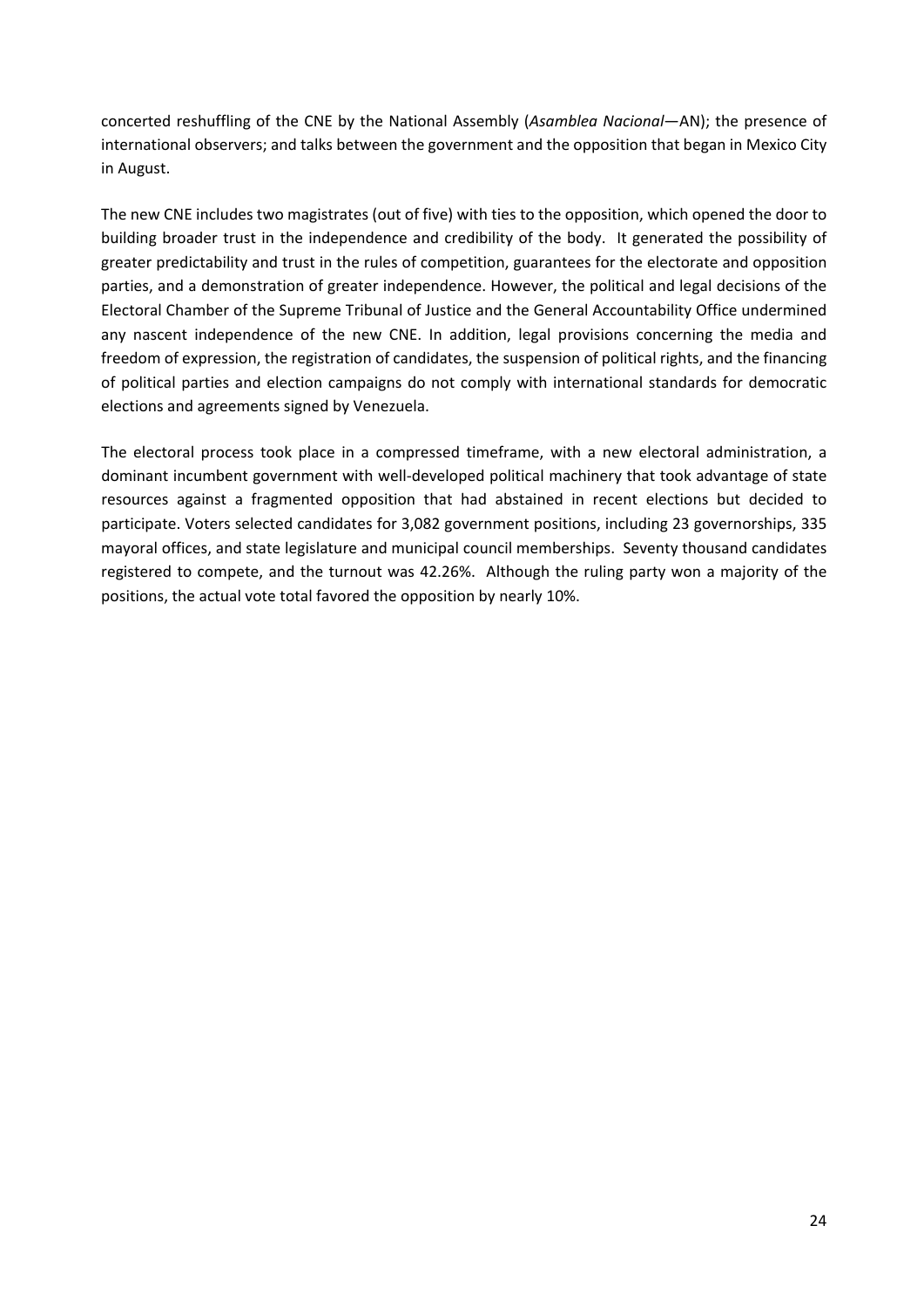concerted reshuffling of the CNE by the National Assembly (*Asamblea Nacional*—AN); the presence of international observers; and talks between the government and the opposition that began in Mexico City in August.

The new CNE includes two magistrates (out of five) with ties to the opposition, which opened the door to building broader trust in the independence and credibility of the body. It generated the possibility of greater predictability and trust in the rules of competition, guarantees for the electorate and opposition parties, and a demonstration of greater independence. However, the political and legal decisions of the Electoral Chamber of the Supreme Tribunal of Justice and the General Accountability Office undermined any nascent independence of the new CNE. In addition, legal provisions concerning the media and freedom of expression, the registration of candidates, the suspension of political rights, and the financing of political parties and election campaigns do not comply with international standards for democratic elections and agreements signed by Venezuela.

The electoral process took place in a compressed timeframe, with a new electoral administration, a dominant incumbent government with well-developed political machinery that took advantage of state resources against a fragmented opposition that had abstained in recent elections but decided to participate. Voters selected candidates for 3,082 government positions, including 23 governorships, 335 mayoral offices, and state legislature and municipal council memberships. Seventy thousand candidates registered to compete, and the turnout was 42.26%. Although the ruling party won a majority of the positions, the actual vote total favored the opposition by nearly 10%.